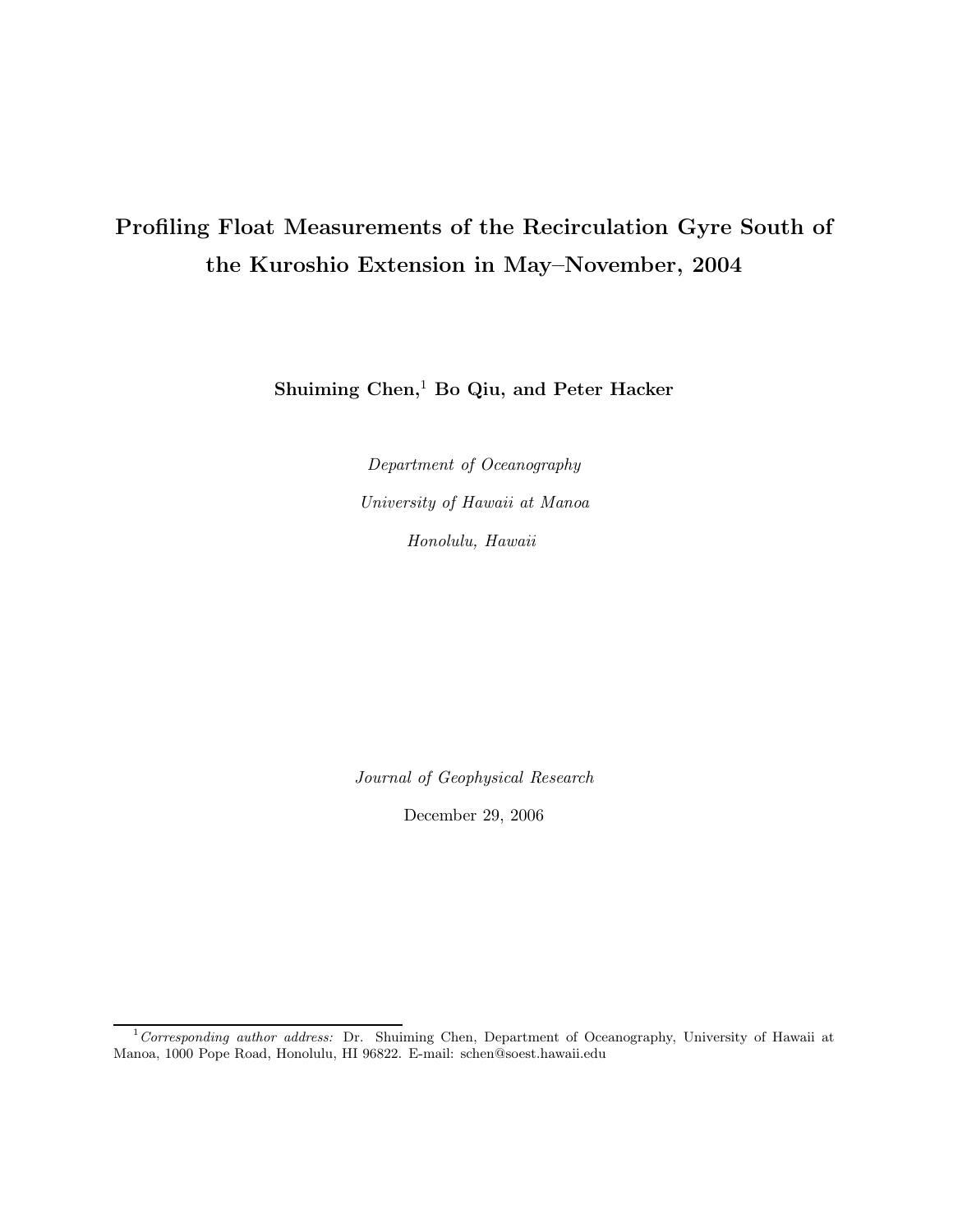# Profiling Float Measurements of the Recirculation Gyre South of the Kuroshio Extension in May–November, 2004

**Shuiming Chen,[1] Bo Qiu, and Peter Hacker**

*Department of Oceanography*

*University of Hawaii at Manoa*

*Honolulu, Hawaii*

*Journal of Geophysical Research*

December 29, 2006

[1] *Corresponding author address:* Dr. Shuiming Chen, Department of Oceanography, University of Hawaii at Manoa, 1000 Pope Road, Honolulu, HI 96822. E-mail: schen@soest.hawaii.edu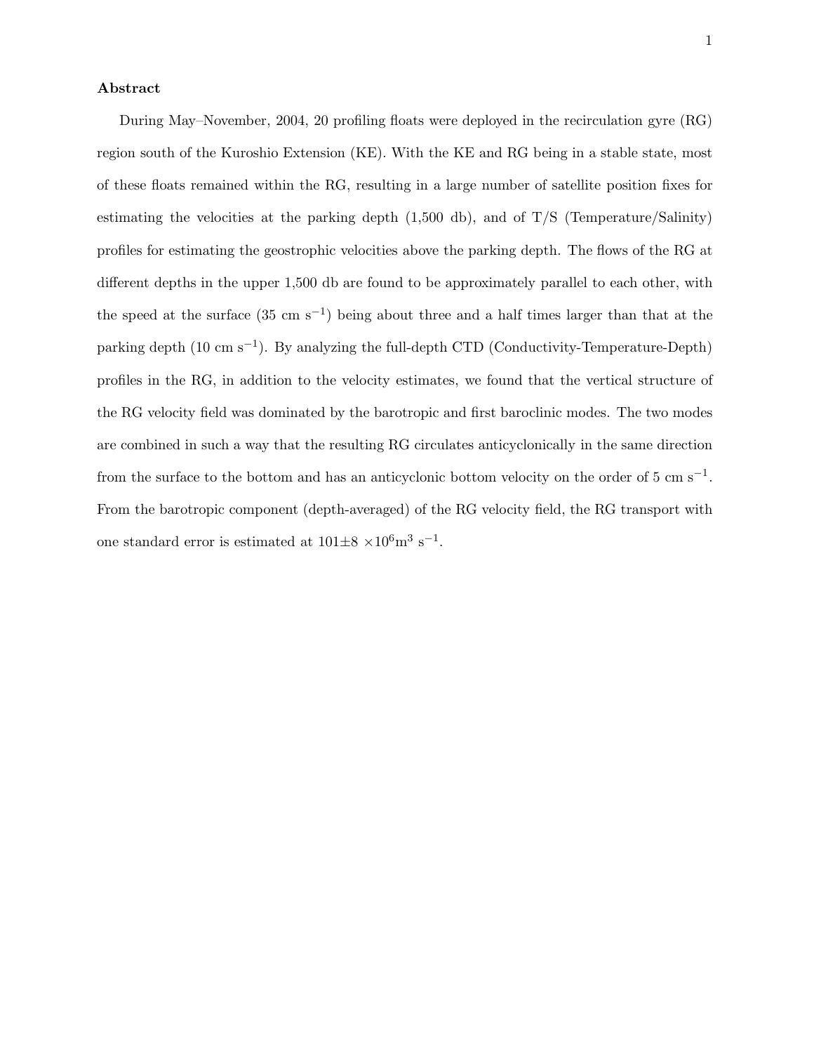**Abstract**

During May–November, 2004, 20 profiling floats were deployed in the recirculation gyre (RG) region south of the Kuroshio Extension (KE). With the KE and RG being in a stable state, most of these floats remained within the RG, resulting in a large number of satellite position fixes for estimating the velocities at the parking depth (1,500 db), and of T/S (Temperature/Salinity) profiles for estimating the geostrophic velocities above the parking depth. The flows of the RG at different depths in the upper 1,500 db are found to be approximately parallel to each other, with the speed at the surface (35 cm s$^{-1}$) being about three and a half times larger than that at the parking depth (10 cm s$^{-1}$). By analyzing the full-depth CTD (Conductivity-Temperature-Depth) profiles in the RG, in addition to the velocity estimates, we found that the vertical structure of the RG velocity field was dominated by the barotropic and first baroclinic modes. The two modes are combined in such a way that the resulting RG circulates anticyclonically in the same direction from the surface to the bottom and has an anticyclonic bottom velocity on the order of 5 cm s$^{-1}$. From the barotropic component (depth-averaged) of the RG velocity field, the RG transport with one standard error is estimated at $101\pm8 \times10^6$m$^3$ s$^{-1}$.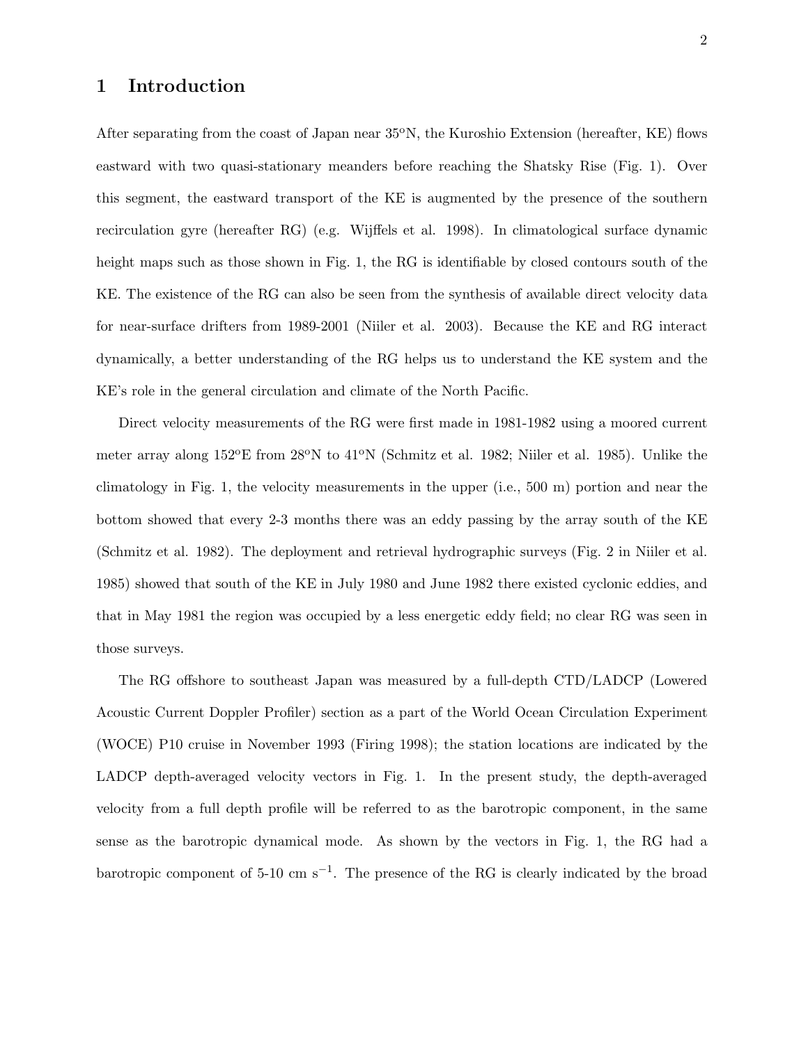# 1 Introduction

After separating from the coast of Japan near 35°N, the Kuroshio Extension (hereafter, KE) flows eastward with two quasi-stationary meanders before reaching the Shatsky Rise (Fig. 1). Over this segment, the eastward transport of the KE is augmented by the presence of the southern recirculation gyre (hereafter RG) (e.g. Wijffels et al. 1998). In climatological surface dynamic height maps such as those shown in Fig. 1, the RG is identifiable by closed contours south of the KE. The existence of the RG can also be seen from the synthesis of available direct velocity data for near-surface drifters from 1989-2001 (Niiler et al. 2003). Because the KE and RG interact dynamically, a better understanding of the RG helps us to understand the KE system and the KE's role in the general circulation and climate of the North Pacific.

Direct velocity measurements of the RG were first made in 1981-1982 using a moored current meter array along 152°E from 28°N to 41°N (Schmitz et al. 1982; Niiler et al. 1985). Unlike the climatology in Fig. 1, the velocity measurements in the upper (i.e., 500 m) portion and near the bottom showed that every 2-3 months there was an eddy passing by the array south of the KE (Schmitz et al. 1982). The deployment and retrieval hydrographic surveys (Fig. 2 in Niiler et al. 1985) showed that south of the KE in July 1980 and June 1982 there existed cyclonic eddies, and that in May 1981 the region was occupied by a less energetic eddy field; no clear RG was seen in those surveys.

The RG offshore to southeast Japan was measured by a full-depth CTD/LADCP (Lowered Acoustic Current Doppler Profiler) section as a part of the World Ocean Circulation Experiment (WOCE) P10 cruise in November 1993 (Firing 1998); the station locations are indicated by the LADCP depth-averaged velocity vectors in Fig. 1. In the present study, the depth-averaged velocity from a full depth profile will be referred to as the barotropic component, in the same sense as the barotropic dynamical mode. As shown by the vectors in Fig. 1, the RG had a barotropic component of 5-10 cm s$^{-1}$. The presence of the RG is clearly indicated by the broad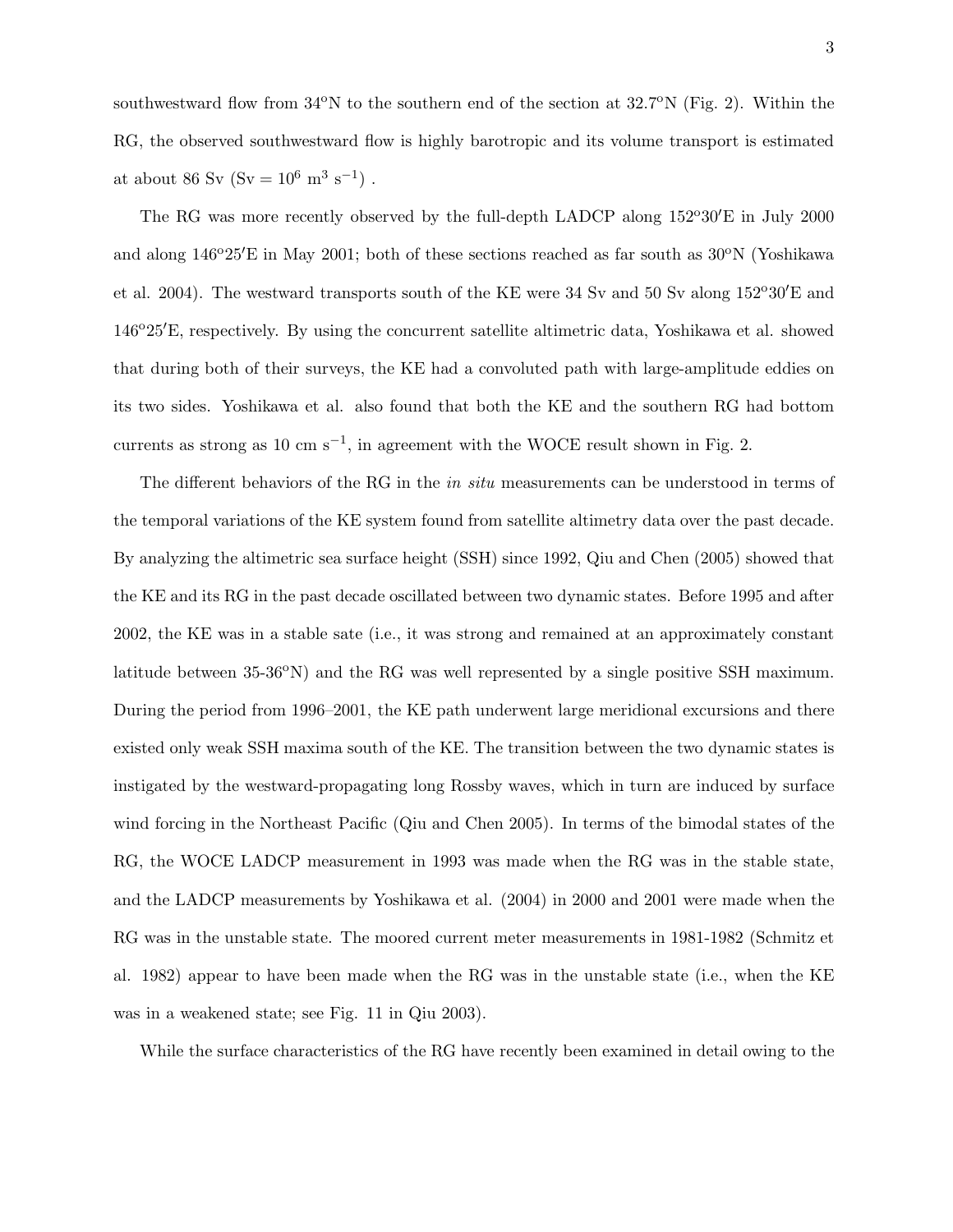southwestward flow from 34°N to the southern end of the section at 32.7°N (Fig. 2). Within the RG, the observed southwestward flow is highly barotropic and its volume transport is estimated at about 86 Sv (Sv = $10^6$ m$^3$ s$^{-1}$) .

The RG was more recently observed by the full-depth LADCP along 152°30′E in July 2000 and along 146°25′E in May 2001; both of these sections reached as far south as 30°N (Yoshikawa et al. 2004). The westward transports south of the KE were 34 Sv and 50 Sv along 152°30′E and 146°25′E, respectively. By using the concurrent satellite altimetric data, Yoshikawa et al. showed that during both of their surveys, the KE had a convoluted path with large-amplitude eddies on its two sides. Yoshikawa et al. also found that both the KE and the southern RG had bottom currents as strong as 10 cm s$^{-1}$, in agreement with the WOCE result shown in Fig. 2.

The different behaviors of the RG in the *in situ* measurements can be understood in terms of the temporal variations of the KE system found from satellite altimetry data over the past decade. By analyzing the altimetric sea surface height (SSH) since 1992, Qiu and Chen (2005) showed that the KE and its RG in the past decade oscillated between two dynamic states. Before 1995 and after 2002, the KE was in a stable sate (i.e., it was strong and remained at an approximately constant latitude between 35-36°N) and the RG was well represented by a single positive SSH maximum. During the period from 1996–2001, the KE path underwent large meridional excursions and there existed only weak SSH maxima south of the KE. The transition between the two dynamic states is instigated by the westward-propagating long Rossby waves, which in turn are induced by surface wind forcing in the Northeast Pacific (Qiu and Chen 2005). In terms of the bimodal states of the RG, the WOCE LADCP measurement in 1993 was made when the RG was in the stable state, and the LADCP measurements by Yoshikawa et al. (2004) in 2000 and 2001 were made when the RG was in the unstable state. The moored current meter measurements in 1981-1982 (Schmitz et al. 1982) appear to have been made when the RG was in the unstable state (i.e., when the KE was in a weakened state; see Fig. 11 in Qiu 2003).

While the surface characteristics of the RG have recently been examined in detail owing to the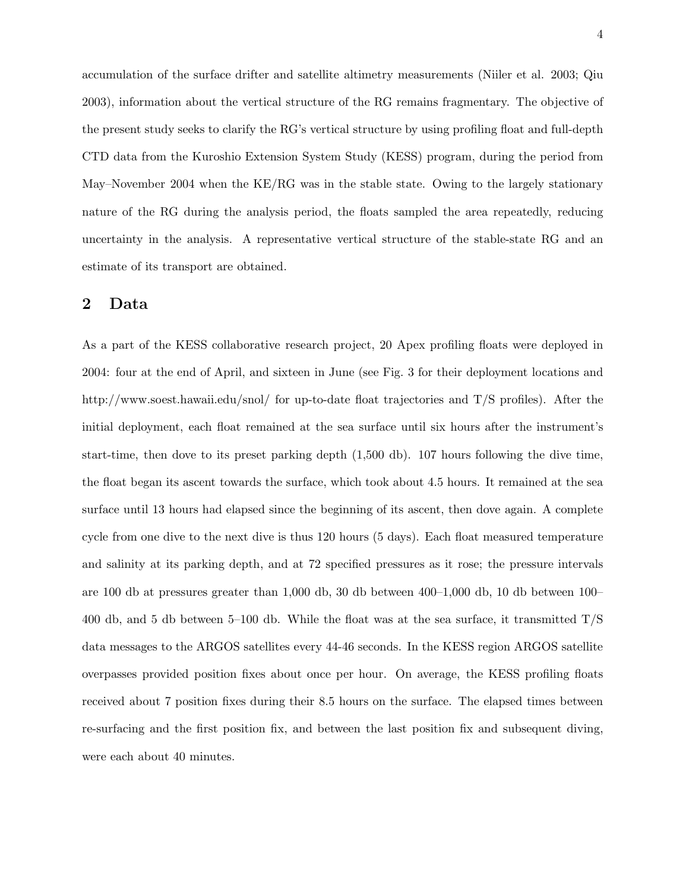accumulation of the surface drifter and satellite altimetry measurements (Niiler et al. 2003; Qiu 2003), information about the vertical structure of the RG remains fragmentary. The objective of the present study seeks to clarify the RG's vertical structure by using profiling float and full-depth CTD data from the Kuroshio Extension System Study (KESS) program, during the period from May–November 2004 when the KE/RG was in the stable state. Owing to the largely stationary nature of the RG during the analysis period, the floats sampled the area repeatedly, reducing uncertainty in the analysis. A representative vertical structure of the stable-state RG and an estimate of its transport are obtained.

## 2 Data

As a part of the KESS collaborative research project, 20 Apex profiling floats were deployed in 2004: four at the end of April, and sixteen in June (see Fig. 3 for their deployment locations and http://www.soest.hawaii.edu/snol/ for up-to-date float trajectories and T/S profiles). After the initial deployment, each float remained at the sea surface until six hours after the instrument's start-time, then dove to its preset parking depth (1,500 db). 107 hours following the dive time, the float began its ascent towards the surface, which took about 4.5 hours. It remained at the sea surface until 13 hours had elapsed since the beginning of its ascent, then dove again. A complete cycle from one dive to the next dive is thus 120 hours (5 days). Each float measured temperature and salinity at its parking depth, and at 72 specified pressures as it rose; the pressure intervals are 100 db at pressures greater than 1,000 db, 30 db between 400–1,000 db, 10 db between 100–400 db, and 5 db between 5–100 db. While the float was at the sea surface, it transmitted T/S data messages to the ARGOS satellites every 44-46 seconds. In the KESS region ARGOS satellite overpasses provided position fixes about once per hour. On average, the KESS profiling floats received about 7 position fixes during their 8.5 hours on the surface. The elapsed times between re-surfacing and the first position fix, and between the last position fix and subsequent diving, were each about 40 minutes.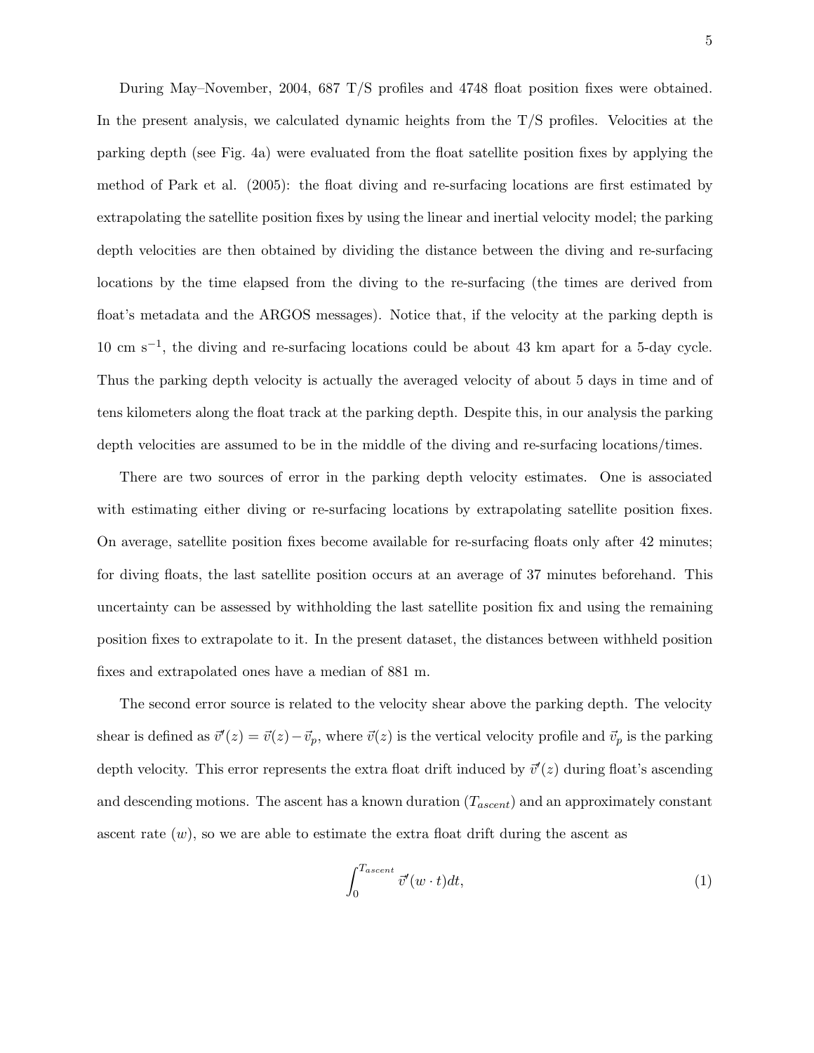During May–November, 2004, 687 T/S profiles and 4748 float position fixes were obtained. In the present analysis, we calculated dynamic heights from the T/S profiles. Velocities at the parking depth (see Fig. 4a) were evaluated from the float satellite position fixes by applying the method of Park et al. (2005): the float diving and re-surfacing locations are first estimated by extrapolating the satellite position fixes by using the linear and inertial velocity model; the parking depth velocities are then obtained by dividing the distance between the diving and re-surfacing locations by the time elapsed from the diving to the re-surfacing (the times are derived from float's metadata and the ARGOS messages). Notice that, if the velocity at the parking depth is 10 cm s$^{-1}$, the diving and re-surfacing locations could be about 43 km apart for a 5-day cycle. Thus the parking depth velocity is actually the averaged velocity of about 5 days in time and of tens kilometers along the float track at the parking depth. Despite this, in our analysis the parking depth velocities are assumed to be in the middle of the diving and re-surfacing locations/times.

There are two sources of error in the parking depth velocity estimates. One is associated with estimating either diving or re-surfacing locations by extrapolating satellite position fixes. On average, satellite position fixes become available for re-surfacing floats only after 42 minutes; for diving floats, the last satellite position occurs at an average of 37 minutes beforehand. This uncertainty can be assessed by withholding the last satellite position fix and using the remaining position fixes to extrapolate to it. In the present dataset, the distances between withheld position fixes and extrapolated ones have a median of 881 m.

The second error source is related to the velocity shear above the parking depth. The velocity shear is defined as $\vec{v}'(z) = \vec{v}(z) - \vec{v}_p$, where $\vec{v}(z)$ is the vertical velocity profile and $\vec{v}_p$ is the parking depth velocity. This error represents the extra float drift induced by $\vec{v}'(z)$ during float's ascending and descending motions. The ascent has a known duration ($T_{ascent}$) and an approximately constant ascent rate ($w$), so we are able to estimate the extra float drift during the ascent as

$$\int_0^{T_{ascent}} \vec{v}'(w \cdot t)dt, \tag{1}$$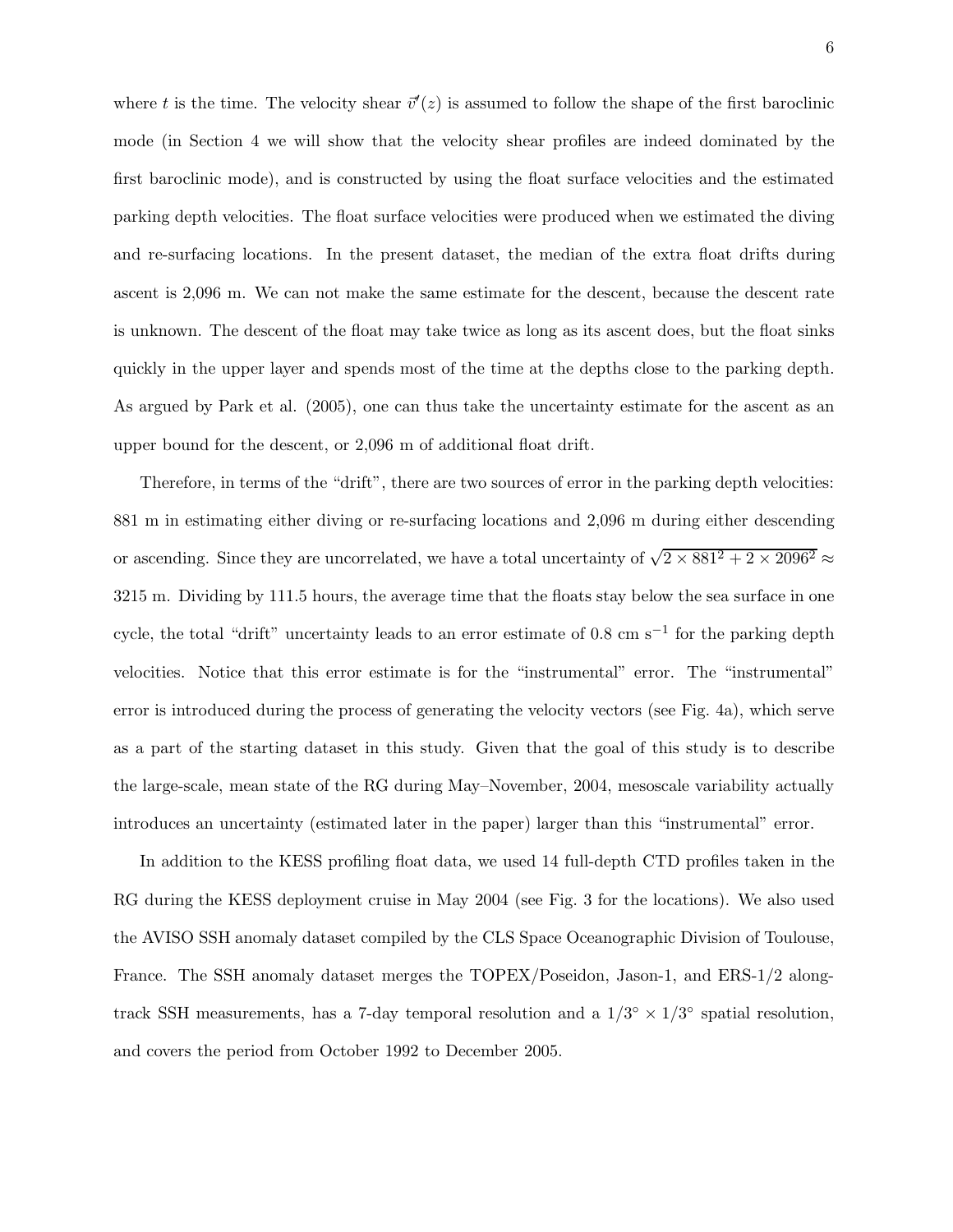where $t$ is the time. The velocity shear $\vec{v}'(z)$ is assumed to follow the shape of the first baroclinic mode (in Section 4 we will show that the velocity shear profiles are indeed dominated by the first baroclinic mode), and is constructed by using the float surface velocities and the estimated parking depth velocities. The float surface velocities were produced when we estimated the diving and re-surfacing locations. In the present dataset, the median of the extra float drifts during ascent is 2,096 m. We can not make the same estimate for the descent, because the descent rate is unknown. The descent of the float may take twice as long as its ascent does, but the float sinks quickly in the upper layer and spends most of the time at the depths close to the parking depth. As argued by Park et al. (2005), one can thus take the uncertainty estimate for the ascent as an upper bound for the descent, or 2,096 m of additional float drift.

Therefore, in terms of the "drift", there are two sources of error in the parking depth velocities: 881 m in estimating either diving or re-surfacing locations and 2,096 m during either descending or ascending. Since they are uncorrelated, we have a total uncertainty of $\sqrt{2 \times 881^2 + 2 \times 2096^2} \approx$ 3215 m. Dividing by 111.5 hours, the average time that the floats stay below the sea surface in one cycle, the total "drift" uncertainty leads to an error estimate of 0.8 cm s$^{-1}$ for the parking depth velocities. Notice that this error estimate is for the "instrumental" error. The "instrumental" error is introduced during the process of generating the velocity vectors (see Fig. 4a), which serve as a part of the starting dataset in this study. Given that the goal of this study is to describe the large-scale, mean state of the RG during May–November, 2004, mesoscale variability actually introduces an uncertainty (estimated later in the paper) larger than this "instrumental" error.

In addition to the KESS profiling float data, we used 14 full-depth CTD profiles taken in the RG during the KESS deployment cruise in May 2004 (see Fig. 3 for the locations). We also used the AVISO SSH anomaly dataset compiled by the CLS Space Oceanographic Division of Toulouse, France. The SSH anomaly dataset merges the TOPEX/Poseidon, Jason-1, and ERS-1/2 along-track SSH measurements, has a 7-day temporal resolution and a $1/3^{\circ} \times 1/3^{\circ}$ spatial resolution, and covers the period from October 1992 to December 2005.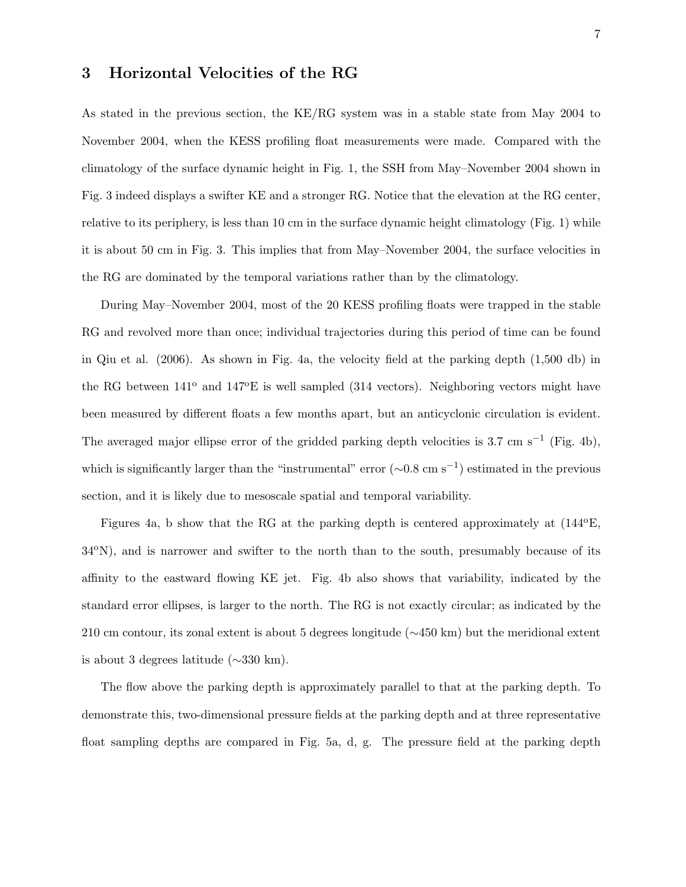## 3 Horizontal Velocities of the RG

As stated in the previous section, the KE/RG system was in a stable state from May 2004 to November 2004, when the KESS profiling float measurements were made. Compared with the climatology of the surface dynamic height in Fig. 1, the SSH from May–November 2004 shown in Fig. 3 indeed displays a swifter KE and a stronger RG. Notice that the elevation at the RG center, relative to its periphery, is less than 10 cm in the surface dynamic height climatology (Fig. 1) while it is about 50 cm in Fig. 3. This implies that from May–November 2004, the surface velocities in the RG are dominated by the temporal variations rather than by the climatology.

During May–November 2004, most of the 20 KESS profiling floats were trapped in the stable RG and revolved more than once; individual trajectories during this period of time can be found in Qiu et al. (2006). As shown in Fig. 4a, the velocity field at the parking depth (1,500 db) in the RG between 141$^{o}$ and 147$^{o}$E is well sampled (314 vectors). Neighboring vectors might have been measured by different floats a few months apart, but an anticyclonic circulation is evident. The averaged major ellipse error of the gridded parking depth velocities is 3.7 cm s$^{-1}$ (Fig. 4b), which is significantly larger than the "instrumental" error ($\sim$0.8 cm s$^{-1}$) estimated in the previous section, and it is likely due to mesoscale spatial and temporal variability.

Figures 4a, b show that the RG at the parking depth is centered approximately at (144$^{o}$E, 34$^{o}$N), and is narrower and swifter to the north than to the south, presumably because of its affinity to the eastward flowing KE jet. Fig. 4b also shows that variability, indicated by the standard error ellipses, is larger to the north. The RG is not exactly circular; as indicated by the 210 cm contour, its zonal extent is about 5 degrees longitude ($\sim$450 km) but the meridional extent is about 3 degrees latitude ($\sim$330 km).

The flow above the parking depth is approximately parallel to that at the parking depth. To demonstrate this, two-dimensional pressure fields at the parking depth and at three representative float sampling depths are compared in Fig. 5a, d, g. The pressure field at the parking depth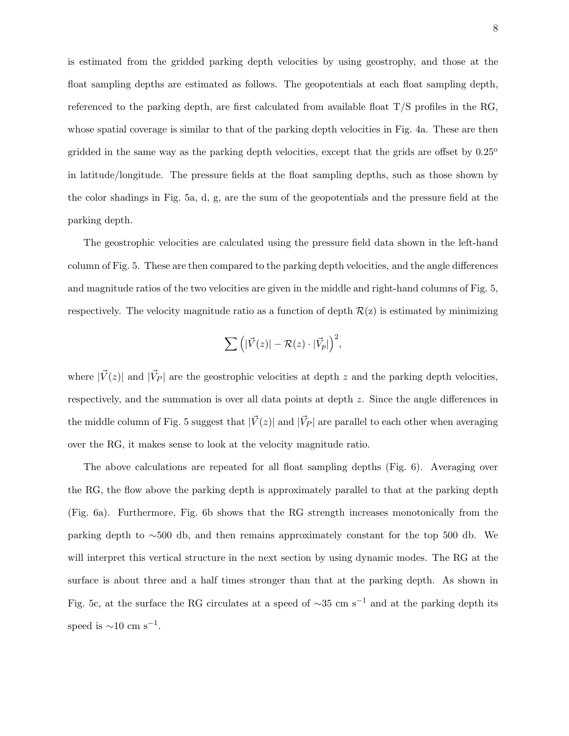is estimated from the gridded parking depth velocities by using geostrophy, and those at the float sampling depths are estimated as follows. The geopotentials at each float sampling depth, referenced to the parking depth, are first calculated from available float T/S profiles in the RG, whose spatial coverage is similar to that of the parking depth velocities in Fig. 4a. These are then gridded in the same way as the parking depth velocities, except that the grids are offset by $0.25^o$ in latitude/longitude. The pressure fields at the float sampling depths, such as those shown by the color shadings in Fig. 5a, d, g, are the sum of the geopotentials and the pressure field at the parking depth.

The geostrophic velocities are calculated using the pressure field data shown in the left-hand column of Fig. 5. These are then compared to the parking depth velocities, and the angle differences and magnitude ratios of the two velocities are given in the middle and right-hand columns of Fig. 5, respectively. The velocity magnitude ratio as a function of depth $\mathcal{R}$(z) is estimated by minimizing

$$\sum \left( |\vec{V}(z)| - \mathcal{R}(z) \cdot |\vec{V}_p| \right)^2,$$

where $|\vec{V}(z)|$ and $|\vec{V}_P|$ are the geostrophic velocities at depth $z$ and the parking depth velocities, respectively, and the summation is over all data points at depth $z$. Since the angle differences in the middle column of Fig. 5 suggest that $|\vec{V}(z)|$ and $|\vec{V}_P|$ are parallel to each other when averaging over the RG, it makes sense to look at the velocity magnitude ratio.

The above calculations are repeated for all float sampling depths (Fig. 6). Averaging over the RG, the flow above the parking depth is approximately parallel to that at the parking depth (Fig. 6a). Furthermore, Fig. 6b shows that the RG strength increases monotonically from the parking depth to ∼500 db, and then remains approximately constant for the top 500 db. We will interpret this vertical structure in the next section by using dynamic modes. The RG at the surface is about three and a half times stronger than that at the parking depth. As shown in Fig. 5c, at the surface the RG circulates at a speed of ∼35 cm $\mathrm{s}^{-1}$ and at the parking depth its speed is ∼10 cm $\mathrm{s}^{-1}$.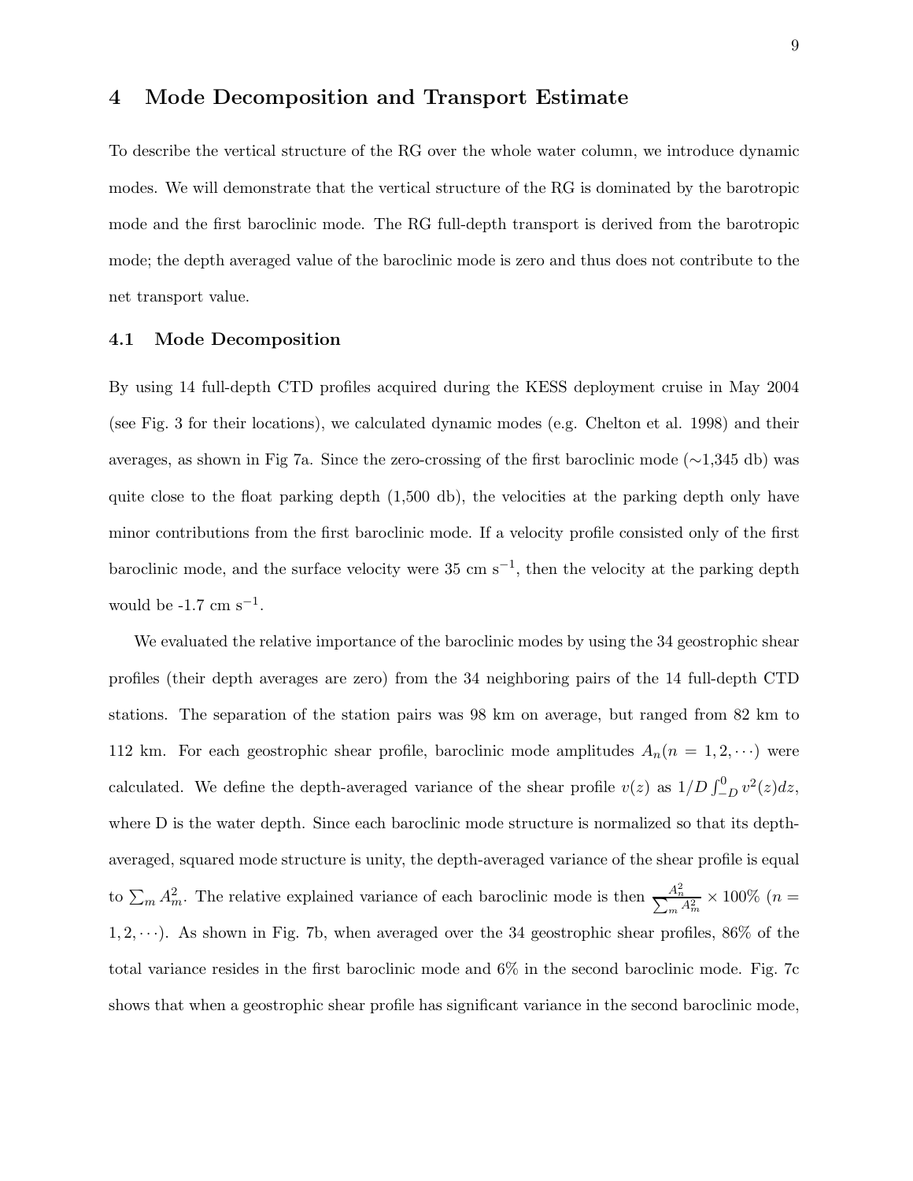## 4 Mode Decomposition and Transport Estimate

To describe the vertical structure of the RG over the whole water column, we introduce dynamic modes. We will demonstrate that the vertical structure of the RG is dominated by the barotropic mode and the first baroclinic mode. The RG full-depth transport is derived from the barotropic mode; the depth averaged value of the baroclinic mode is zero and thus does not contribute to the net transport value.

### 4.1 Mode Decomposition

By using 14 full-depth CTD profiles acquired during the KESS deployment cruise in May 2004 (see Fig. 3 for their locations), we calculated dynamic modes (e.g. Chelton et al. 1998) and their averages, as shown in Fig 7a. Since the zero-crossing of the first baroclinic mode (∼1,345 db) was quite close to the float parking depth (1,500 db), the velocities at the parking depth only have minor contributions from the first baroclinic mode. If a velocity profile consisted only of the first baroclinic mode, and the surface velocity were 35 cm s$^{-1}$, then the velocity at the parking depth would be -1.7 cm s$^{-1}$.

We evaluated the relative importance of the baroclinic modes by using the 34 geostrophic shear profiles (their depth averages are zero) from the 34 neighboring pairs of the 14 full-depth CTD stations. The separation of the station pairs was 98 km on average, but ranged from 82 km to 112 km. For each geostrophic shear profile, baroclinic mode amplitudes $A_n (n = 1, 2, \cdots)$ were calculated. We define the depth-averaged variance of the shear profile $v(z)$ as $1/D \int_{-D}^{0} v^2(z)dz$, where D is the water depth. Since each baroclinic mode structure is normalized so that its depth-averaged, squared mode structure is unity, the depth-averaged variance of the shear profile is equal to $\sum_m A_m^2$. The relative explained variance of each baroclinic mode is then $\frac{A_n^2}{\sum_m A_m^2} \times 100\%$ $(n = 1, 2, \cdots)$. As shown in Fig. 7b, when averaged over the 34 geostrophic shear profiles, 86% of the total variance resides in the first baroclinic mode and 6% in the second baroclinic mode. Fig. 7c shows that when a geostrophic shear profile has significant variance in the second baroclinic mode,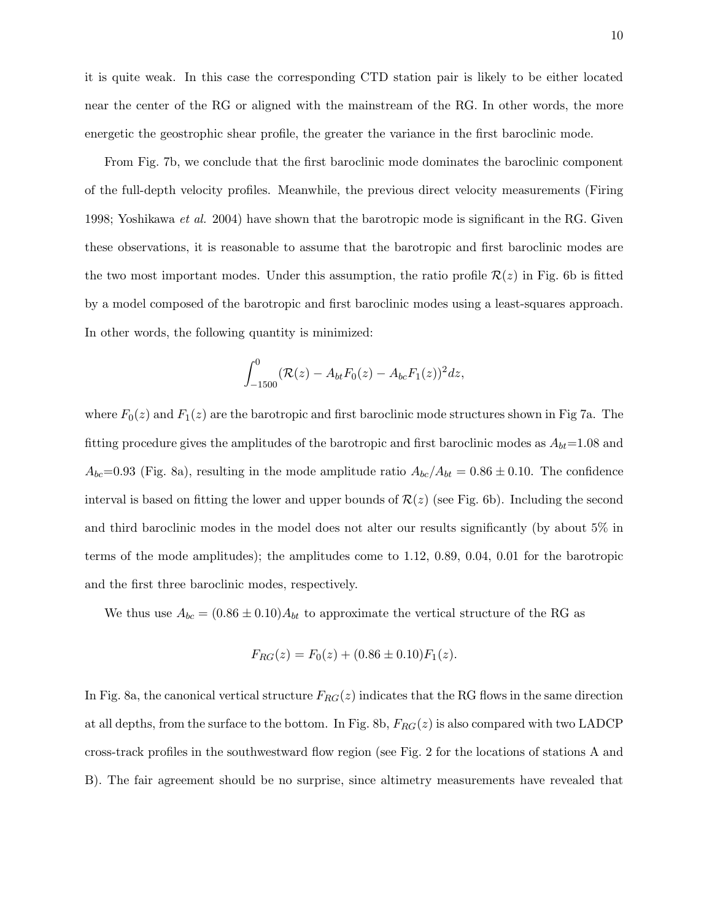it is quite weak. In this case the corresponding CTD station pair is likely to be either located near the center of the RG or aligned with the mainstream of the RG. In other words, the more energetic the geostrophic shear profile, the greater the variance in the first baroclinic mode.

From Fig. 7b, we conclude that the first baroclinic mode dominates the baroclinic component of the full-depth velocity profiles. Meanwhile, the previous direct velocity measurements (Firing 1998; Yoshikawa *et al.* 2004) have shown that the barotropic mode is significant in the RG. Given these observations, it is reasonable to assume that the barotropic and first baroclinic modes are the two most important modes. Under this assumption, the ratio profile $\mathcal{R}(z)$ in Fig. 6b is fitted by a model composed of the barotropic and first baroclinic modes using a least-squares approach. In other words, the following quantity is minimized:

$$\int_{-1500}^{0} (\mathcal{R}(z) - A_{bt}F_0(z) - A_{bc}F_1(z))^2 dz,$$

where $F_0(z)$ and $F_1(z)$ are the barotropic and first baroclinic mode structures shown in Fig 7a. The fitting procedure gives the amplitudes of the barotropic and first baroclinic modes as $A_{bt}$=1.08 and $A_{bc}$=0.93 (Fig. 8a), resulting in the mode amplitude ratio $A_{bc}/A_{bt} = 0.86 \pm 0.10$. The confidence interval is based on fitting the lower and upper bounds of $\mathcal{R}(z)$ (see Fig. 6b). Including the second and third baroclinic modes in the model does not alter our results significantly (by about 5% in terms of the mode amplitudes); the amplitudes come to 1.12, 0.89, 0.04, 0.01 for the barotropic and the first three baroclinic modes, respectively.

We thus use $A_{bc} = (0.86 \pm 0.10)A_{bt}$ to approximate the vertical structure of the RG as

$$F_{RG}(z) = F_0(z) + (0.86 \pm 0.10)F_1(z).$$

In Fig. 8a, the canonical vertical structure $F_{RG}(z)$ indicates that the RG flows in the same direction at all depths, from the surface to the bottom. In Fig. 8b, $F_{RG}(z)$ is also compared with two LADCP cross-track profiles in the southwestward flow region (see Fig. 2 for the locations of stations A and B). The fair agreement should be no surprise, since altimetry measurements have revealed that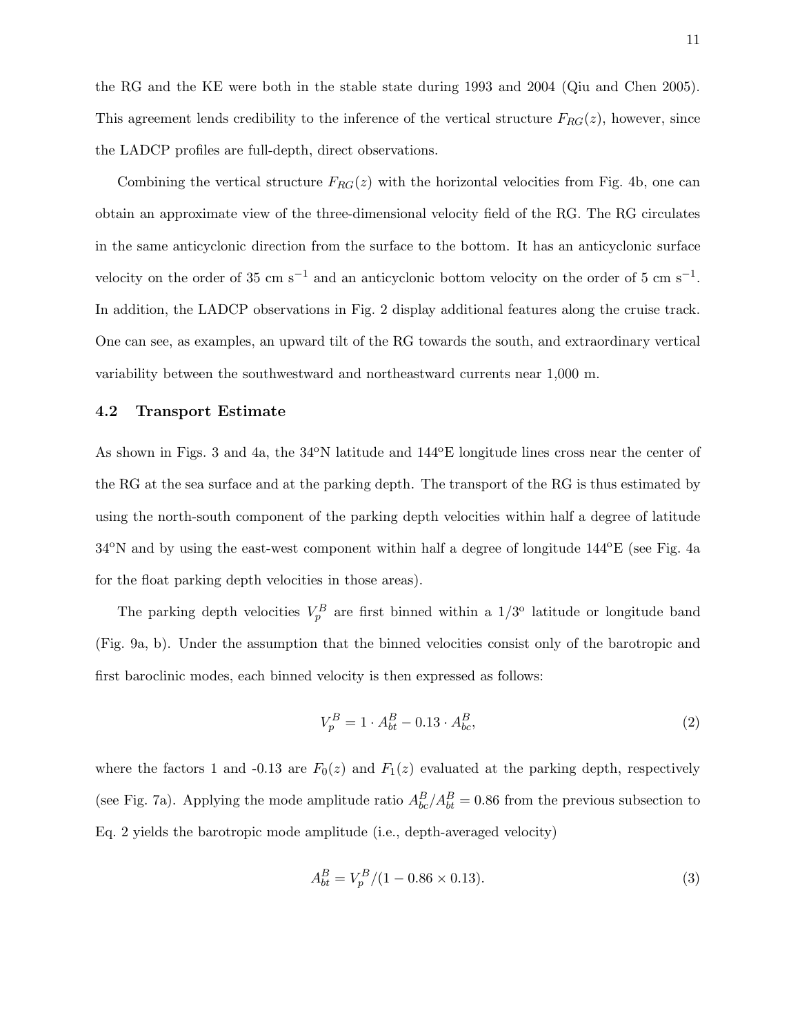the RG and the KE were both in the stable state during 1993 and 2004 (Qiu and Chen 2005). This agreement lends credibility to the inference of the vertical structure $F_{RG}(z)$, however, since the LADCP profiles are full-depth, direct observations.

Combining the vertical structure $F_{RG}(z)$ with the horizontal velocities from Fig. 4b, one can obtain an approximate view of the three-dimensional velocity field of the RG. The RG circulates in the same anticyclonic direction from the surface to the bottom. It has an anticyclonic surface velocity on the order of 35 cm s$^{-1}$ and an anticyclonic bottom velocity on the order of 5 cm s$^{-1}$. In addition, the LADCP observations in Fig. 2 display additional features along the cruise track. One can see, as examples, an upward tilt of the RG towards the south, and extraordinary vertical variability between the southwestward and northeastward currents near 1,000 m.

### 4.2 Transport Estimate

As shown in Figs. 3 and 4a, the 34$^{\text{o}}$N latitude and 144$^{\text{o}}$E longitude lines cross near the center of the RG at the sea surface and at the parking depth. The transport of the RG is thus estimated by using the north-south component of the parking depth velocities within half a degree of latitude 34$^{\text{o}}$N and by using the east-west component within half a degree of longitude 144$^{\text{o}}$E (see Fig. 4a for the float parking depth velocities in those areas).

The parking depth velocities $V_p^B$ are first binned within a 1/3$^{\text{o}}$ latitude or longitude band (Fig. 9a, b). Under the assumption that the binned velocities consist only of the barotropic and first baroclinic modes, each binned velocity is then expressed as follows:

$$V_p^B = 1 \cdot A_{bt}^B - 0.13 \cdot A_{bc}^B, \tag{2}$$

where the factors 1 and -0.13 are $F_0(z)$ and $F_1(z)$ evaluated at the parking depth, respectively (see Fig. 7a). Applying the mode amplitude ratio $A_{bc}^B/A_{bt}^B = 0.86$ from the previous subsection to Eq. 2 yields the barotropic mode amplitude (i.e., depth-averaged velocity)

$$A_{bt}^B = V_p^B/(1 - 0.86 \times 0.13). \tag{3}$$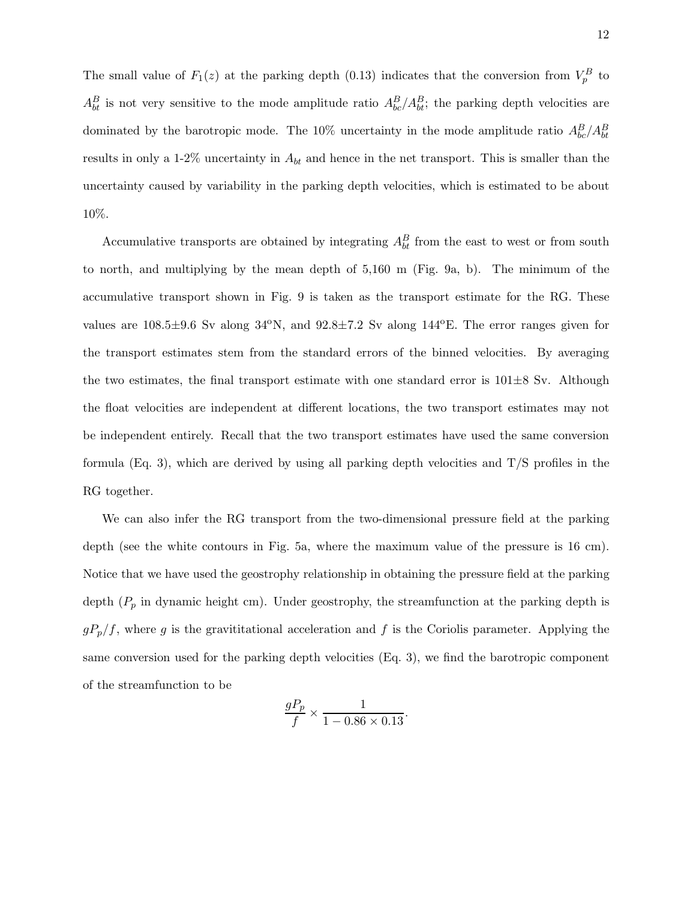The small value of $F_1(z)$ at the parking depth (0.13) indicates that the conversion from $V_p^B$ to $A_{bt}^B$ is not very sensitive to the mode amplitude ratio $A_{bc}^B/A_{bt}^B$; the parking depth velocities are dominated by the barotropic mode. The 10% uncertainty in the mode amplitude ratio $A_{bc}^B/A_{bt}^B$ results in only a 1-2% uncertainty in $A_{bt}$ and hence in the net transport. This is smaller than the uncertainty caused by variability in the parking depth velocities, which is estimated to be about 10%.

Accumulative transports are obtained by integrating $A_{bt}^B$ from the east to west or from south to north, and multiplying by the mean depth of 5,160 m (Fig. 9a, b). The minimum of the accumulative transport shown in Fig. 9 is taken as the transport estimate for the RG. These values are 108.5±9.6 Sv along 34°N, and 92.8±7.2 Sv along 144°E. The error ranges given for the transport estimates stem from the standard errors of the binned velocities. By averaging the two estimates, the final transport estimate with one standard error is 101±8 Sv. Although the float velocities are independent at different locations, the two transport estimates may not be independent entirely. Recall that the two transport estimates have used the same conversion formula (Eq. 3), which are derived by using all parking depth velocities and T/S profiles in the RG together.

We can also infer the RG transport from the two-dimensional pressure field at the parking depth (see the white contours in Fig. 5a, where the maximum value of the pressure is 16 cm). Notice that we have used the geostrophy relationship in obtaining the pressure field at the parking depth ($P_p$ in dynamic height cm). Under geostrophy, the streamfunction at the parking depth is $gP_p/f$, where $g$ is the gravititational acceleration and $f$ is the Coriolis parameter. Applying the same conversion used for the parking depth velocities (Eq. 3), we find the barotropic component of the streamfunction to be

$$\frac{gP_p}{f} \times \frac{1}{1 - 0.86 \times 0.13}.$$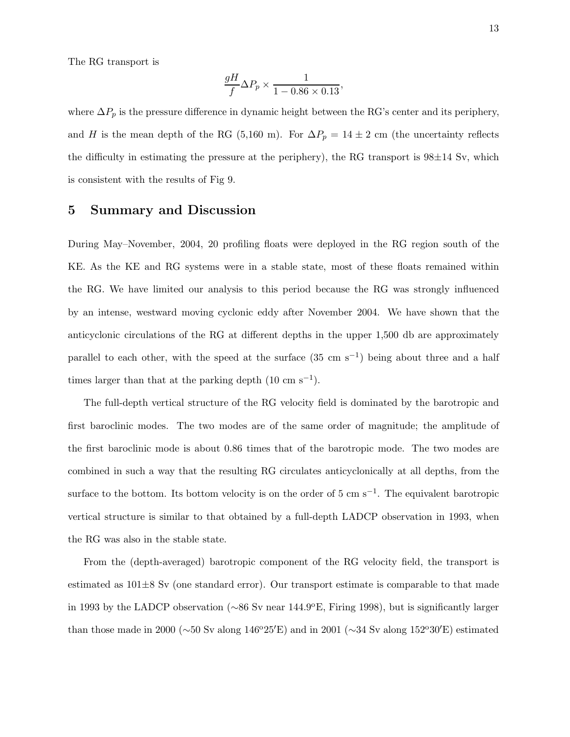The RG transport is

$$\frac{gH}{f}\Delta P_p \times \frac{1}{1 - 0.86 \times 0.13},$$

where $\Delta P_p$ is the pressure difference in dynamic height between the RG's center and its periphery, and $H$ is the mean depth of the RG (5,160 m). For $\Delta P_p = 14 \pm 2$ cm (the uncertainty reflects the difficulty in estimating the pressure at the periphery), the RG transport is 98±14 Sv, which is consistent with the results of Fig 9.

## 5 Summary and Discussion

During May–November, 2004, 20 profiling floats were deployed in the RG region south of the KE. As the KE and RG systems were in a stable state, most of these floats remained within the RG. We have limited our analysis to this period because the RG was strongly influenced by an intense, westward moving cyclonic eddy after November 2004. We have shown that the anticyclonic circulations of the RG at different depths in the upper 1,500 db are approximately parallel to each other, with the speed at the surface (35 cm s$^{-1}$) being about three and a half times larger than that at the parking depth (10 cm s$^{-1}$).

The full-depth vertical structure of the RG velocity field is dominated by the barotropic and first baroclinic modes. The two modes are of the same order of magnitude; the amplitude of the first baroclinic mode is about 0.86 times that of the barotropic mode. The two modes are combined in such a way that the resulting RG circulates anticyclonically at all depths, from the surface to the bottom. Its bottom velocity is on the order of 5 cm s$^{-1}$. The equivalent barotropic vertical structure is similar to that obtained by a full-depth LADCP observation in 1993, when the RG was also in the stable state.

From the (depth-averaged) barotropic component of the RG velocity field, the transport is estimated as 101±8 Sv (one standard error). Our transport estimate is comparable to that made in 1993 by the LADCP observation (∼86 Sv near 144.9°E, Firing 1998), but is significantly larger than those made in 2000 (∼50 Sv along 146°25′E) and in 2001 (∼34 Sv along 152°30′E) estimated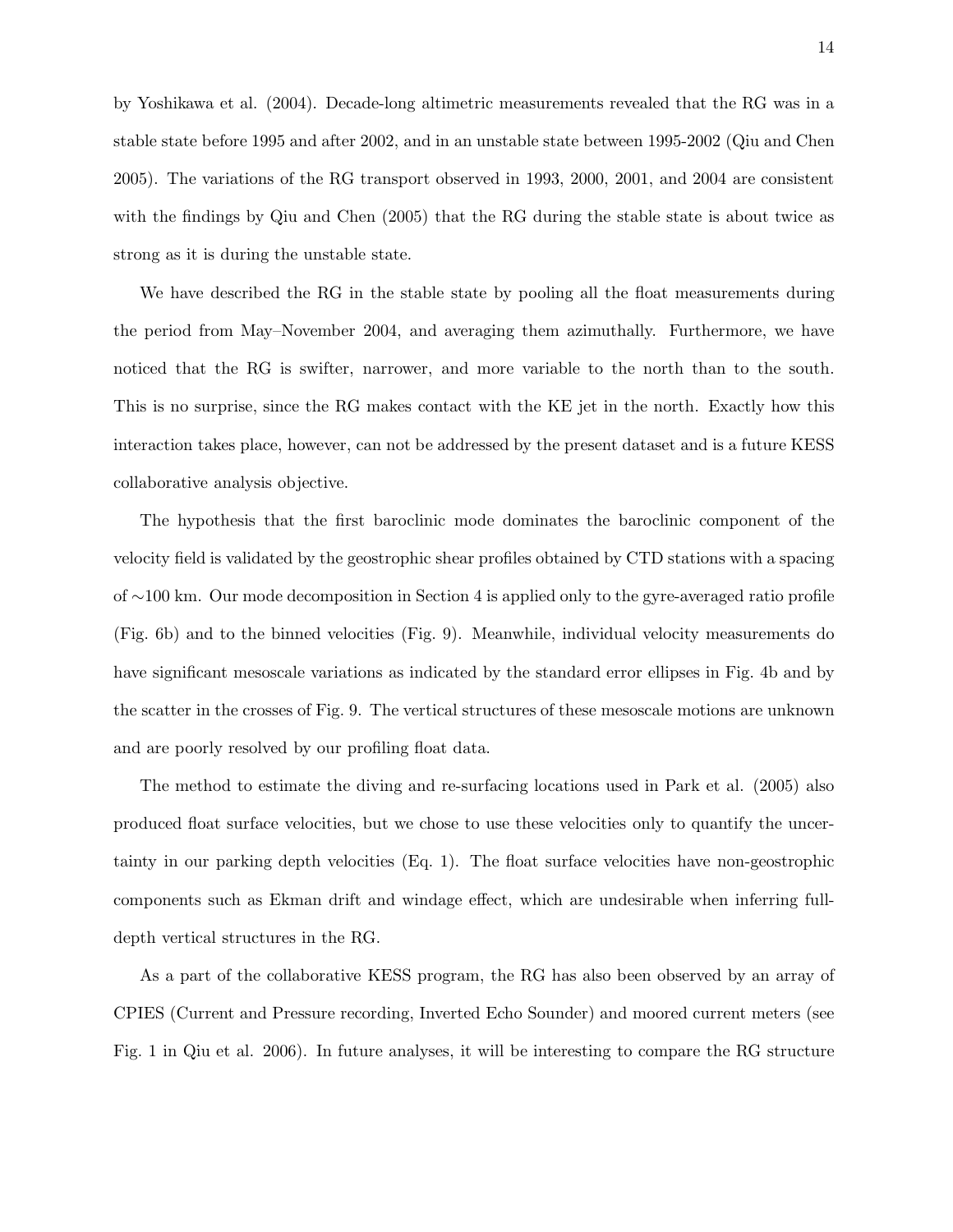by Yoshikawa et al. (2004). Decade-long altimetric measurements revealed that the RG was in a stable state before 1995 and after 2002, and in an unstable state between 1995-2002 (Qiu and Chen 2005). The variations of the RG transport observed in 1993, 2000, 2001, and 2004 are consistent with the findings by Qiu and Chen (2005) that the RG during the stable state is about twice as strong as it is during the unstable state.

We have described the RG in the stable state by pooling all the float measurements during the period from May–November 2004, and averaging them azimuthally. Furthermore, we have noticed that the RG is swifter, narrower, and more variable to the north than to the south. This is no surprise, since the RG makes contact with the KE jet in the north. Exactly how this interaction takes place, however, can not be addressed by the present dataset and is a future KESS collaborative analysis objective.

The hypothesis that the first baroclinic mode dominates the baroclinic component of the velocity field is validated by the geostrophic shear profiles obtained by CTD stations with a spacing of ∼100 km. Our mode decomposition in Section 4 is applied only to the gyre-averaged ratio profile (Fig. 6b) and to the binned velocities (Fig. 9). Meanwhile, individual velocity measurements do have significant mesoscale variations as indicated by the standard error ellipses in Fig. 4b and by the scatter in the crosses of Fig. 9. The vertical structures of these mesoscale motions are unknown and are poorly resolved by our profiling float data.

The method to estimate the diving and re-surfacing locations used in Park et al. (2005) also produced float surface velocities, but we chose to use these velocities only to quantify the uncertainty in our parking depth velocities (Eq. 1). The float surface velocities have non-geostrophic components such as Ekman drift and windage effect, which are undesirable when inferring full-depth vertical structures in the RG.

As a part of the collaborative KESS program, the RG has also been observed by an array of CPIES (Current and Pressure recording, Inverted Echo Sounder) and moored current meters (see Fig. 1 in Qiu et al. 2006). In future analyses, it will be interesting to compare the RG structure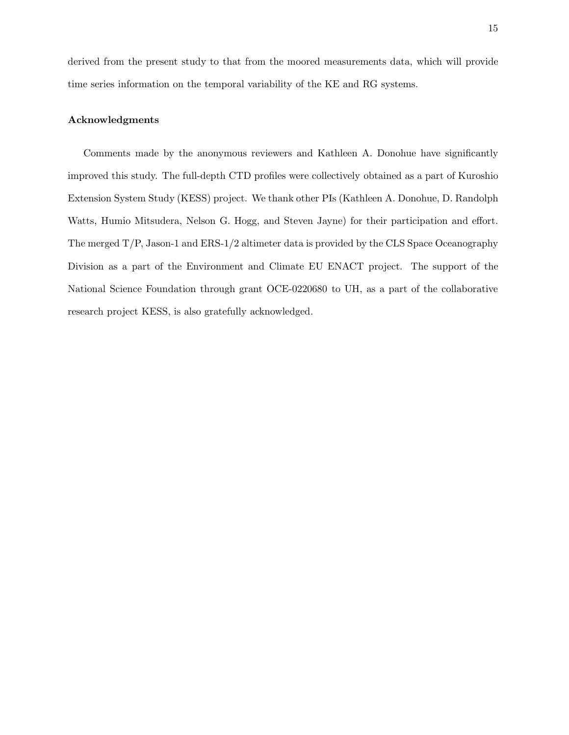derived from the present study to that from the moored measurements data, which will provide time series information on the temporal variability of the KE and RG systems.

**Acknowledgments**

Comments made by the anonymous reviewers and Kathleen A. Donohue have significantly improved this study. The full-depth CTD profiles were collectively obtained as a part of Kuroshio Extension System Study (KESS) project. We thank other PIs (Kathleen A. Donohue, D. Randolph Watts, Humio Mitsudera, Nelson G. Hogg, and Steven Jayne) for their participation and effort. The merged T/P, Jason-1 and ERS-1/2 altimeter data is provided by the CLS Space Oceanography Division as a part of the Environment and Climate EU ENACT project. The support of the National Science Foundation through grant OCE-0220680 to UH, as a part of the collaborative research project KESS, is also gratefully acknowledged.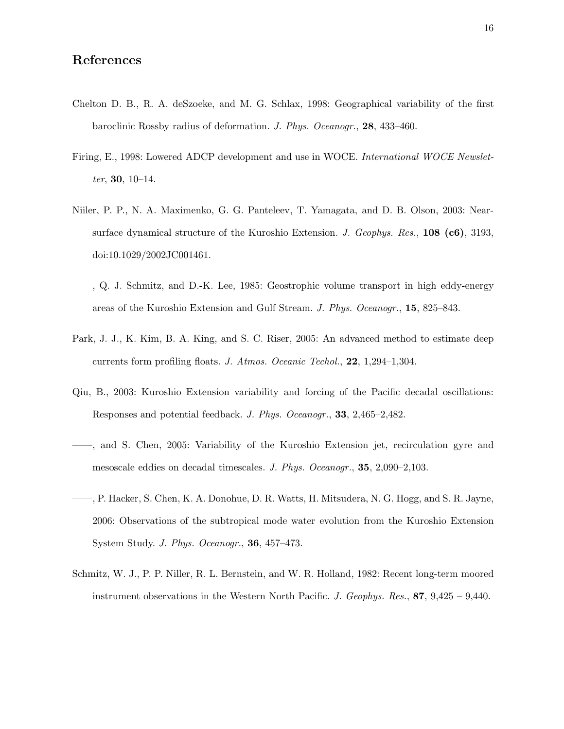## References

Chelton D. B., R. A. deSzoeke, and M. G. Schlax, 1998: Geographical variability of the first baroclinic Rossby radius of deformation. *J. Phys. Oceanogr.*, **28**, 433–460.

Firing, E., 1998: Lowered ADCP development and use in WOCE. *International WOCE Newsletter*, **30**, 10–14.

Niiler, P. P., N. A. Maximenko, G. G. Panteleev, T. Yamagata, and D. B. Olson, 2003: Near-surface dynamical structure of the Kuroshio Extension. *J. Geophys. Res.*, **108 (c6)**, 3193, doi:10.1029/2002JC001461.

——, Q. J. Schmitz, and D.-K. Lee, 1985: Geostrophic volume transport in high eddy-energy areas of the Kuroshio Extension and Gulf Stream. *J. Phys. Oceanogr.*, **15**, 825–843.

Park, J. J., K. Kim, B. A. King, and S. C. Riser, 2005: An advanced method to estimate deep currents form profiling floats. *J. Atmos. Oceanic Techol.*, **22**, 1,294–1,304.

Qiu, B., 2003: Kuroshio Extension variability and forcing of the Pacific decadal oscillations: Responses and potential feedback. *J. Phys. Oceanogr.*, **33**, 2,465–2,482.

——, and S. Chen, 2005: Variability of the Kuroshio Extension jet, recirculation gyre and mesoscale eddies on decadal timescales. *J. Phys. Oceanogr.*, **35**, 2,090–2,103.

——, P. Hacker, S. Chen, K. A. Donohue, D. R. Watts, H. Mitsudera, N. G. Hogg, and S. R. Jayne, 2006: Observations of the subtropical mode water evolution from the Kuroshio Extension System Study. *J. Phys. Oceanogr.*, **36**, 457–473.

Schmitz, W. J., P. P. Niller, R. L. Bernstein, and W. R. Holland, 1982: Recent long-term moored instrument observations in the Western North Pacific. *J. Geophys. Res.*, **87**, 9,425 – 9,440.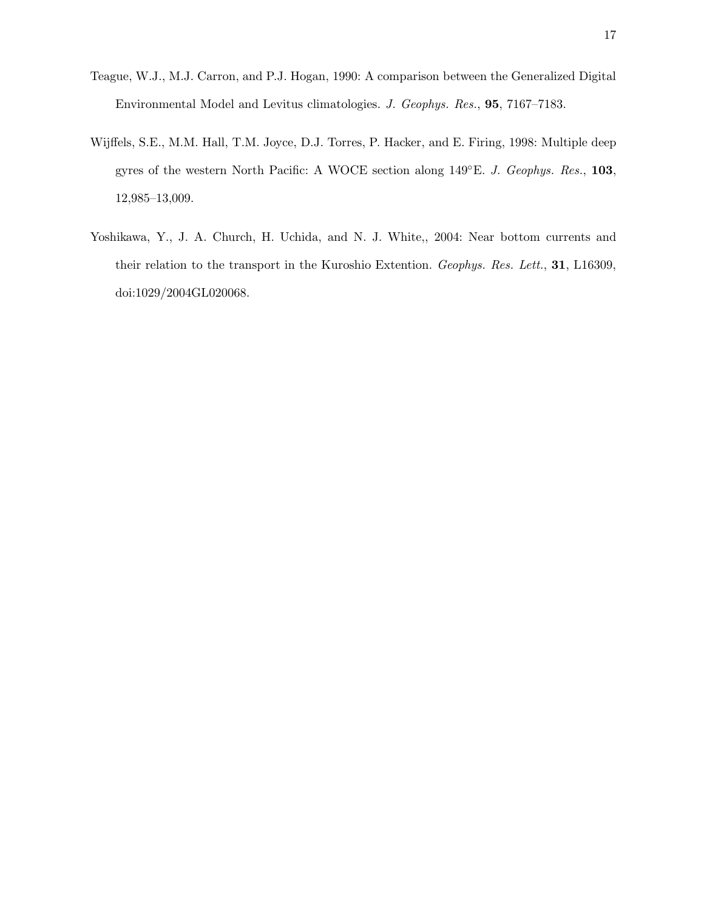Teague, W.J., M.J. Carron, and P.J. Hogan, 1990: A comparison between the Generalized Digital Environmental Model and Levitus climatologies. *J. Geophys. Res.*, **95**, 7167–7183.

Wijffels, S.E., M.M. Hall, T.M. Joyce, D.J. Torres, P. Hacker, and E. Firing, 1998: Multiple deep gyres of the western North Pacific: A WOCE section along 149°E. *J. Geophys. Res.*, **103**, 12,985–13,009.

Yoshikawa, Y., J. A. Church, H. Uchida, and N. J. White,, 2004: Near bottom currents and their relation to the transport in the Kuroshio Extention. *Geophys. Res. Lett.*, **31**, L16309, doi:1029/2004GL020068.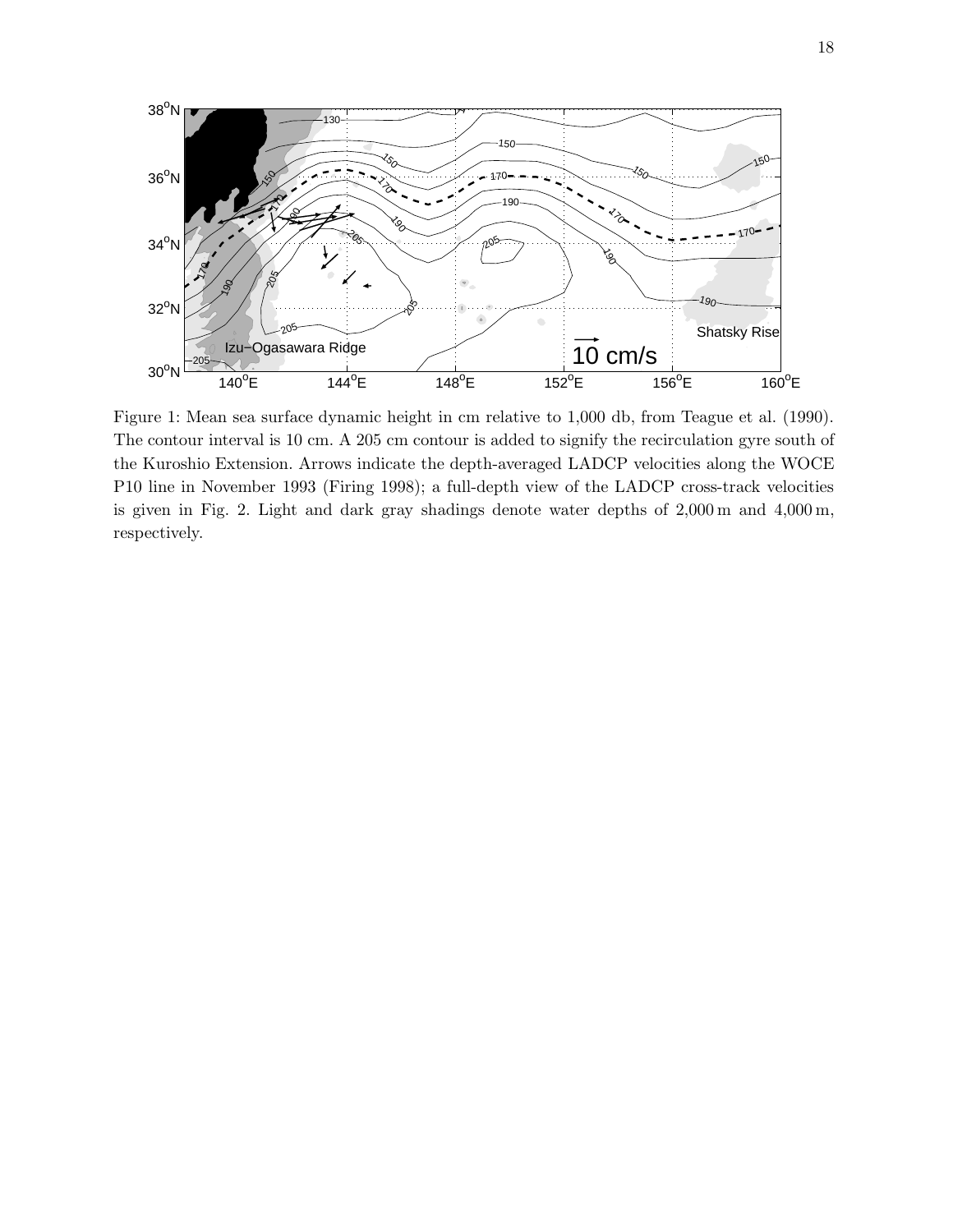Figure 1: Mean sea surface dynamic height in cm relative to 1,000 db, from Teague et al. (1990). The contour interval is 10 cm. A 205 cm contour is added to signify the recirculation gyre south of the Kuroshio Extension. Arrows indicate the depth-averaged LADCP velocities along the WOCE P10 line in November 1993 (Firing 1998); a full-depth view of the LADCP cross-track velocities is given in Fig. 2. Light and dark gray shadings denote water depths of 2,000 m and 4,000 m, respectively.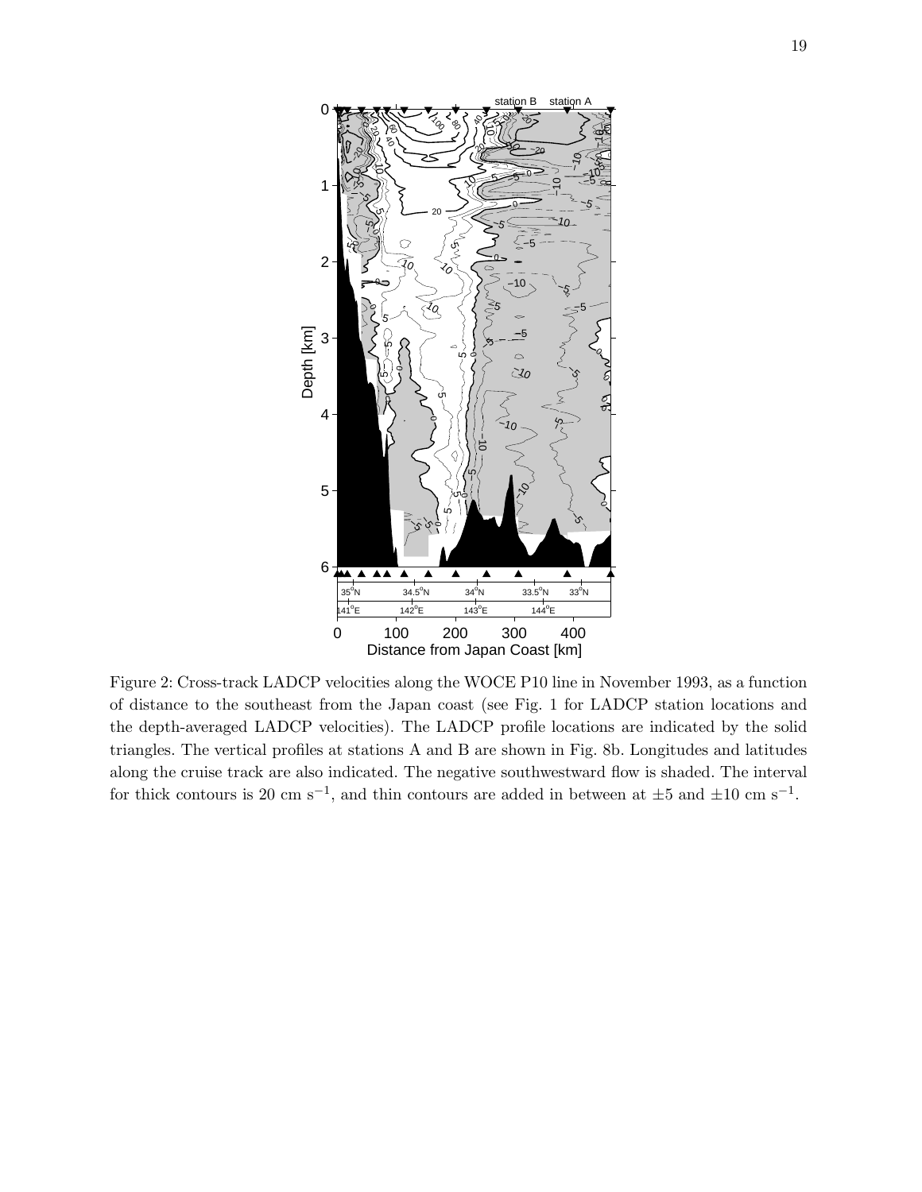Figure 2: Cross-track LADCP velocities along the WOCE P10 line in November 1993, as a function of distance to the southeast from the Japan coast (see Fig. 1 for LADCP station locations and the depth-averaged LADCP velocities). The LADCP profile locations are indicated by the solid triangles. The vertical profiles at stations A and B are shown in Fig. 8b. Longitudes and latitudes along the cruise track are also indicated. The negative southwestward flow is shaded. The interval for thick contours is 20 cm $s^{-1}$, and thin contours are added in between at $\pm 5$ and $\pm 10$ cm $s^{-1}$.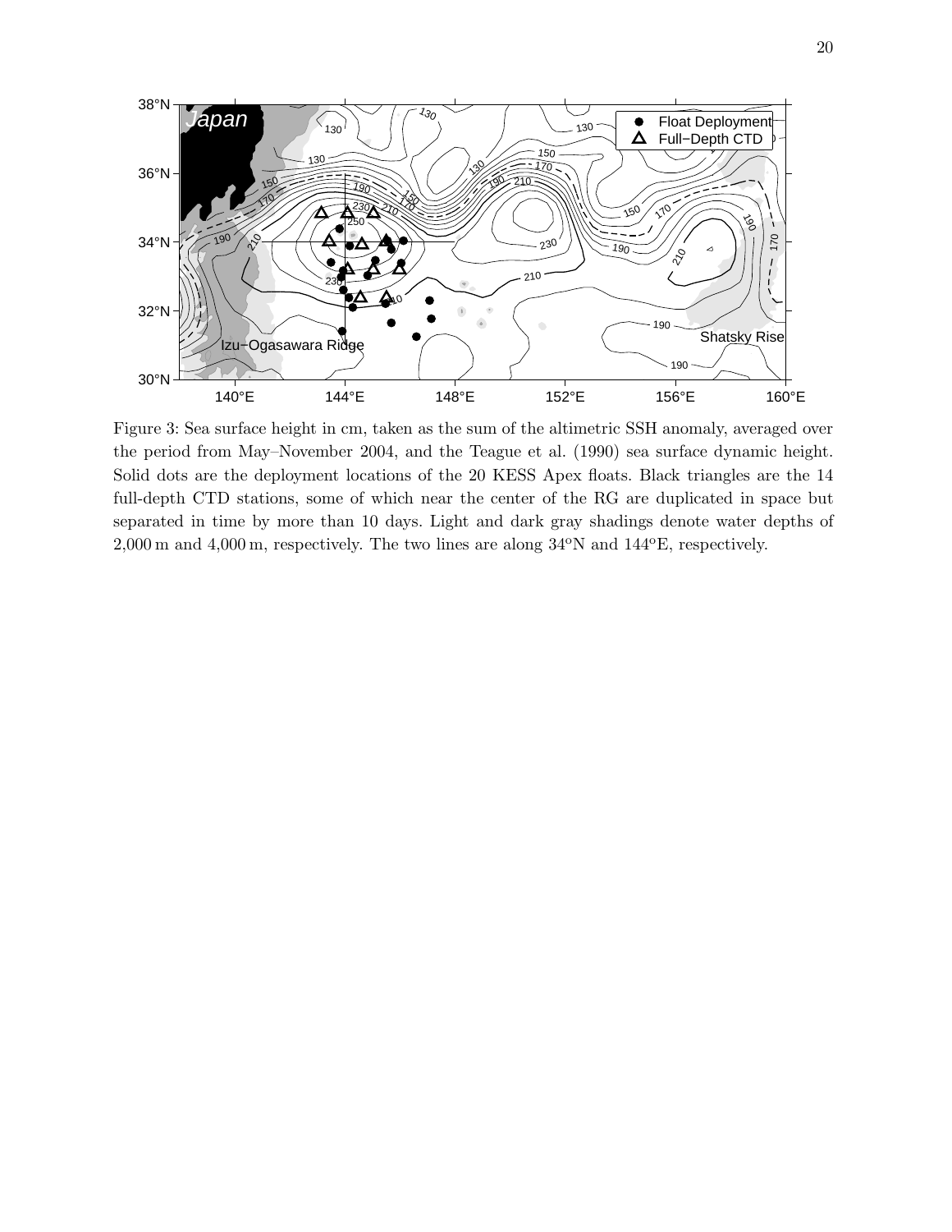Figure 3: Sea surface height in cm, taken as the sum of the altimetric SSH anomaly, averaged over the period from May–November 2004, and the Teague et al. (1990) sea surface dynamic height. Solid dots are the deployment locations of the 20 KESS Apex floats. Black triangles are the 14 full-depth CTD stations, some of which near the center of the RG are duplicated in space but separated in time by more than 10 days. Light and dark gray shadings denote water depths of 2,000 m and 4,000 m, respectively. The two lines are along 34°N and 144°E, respectively.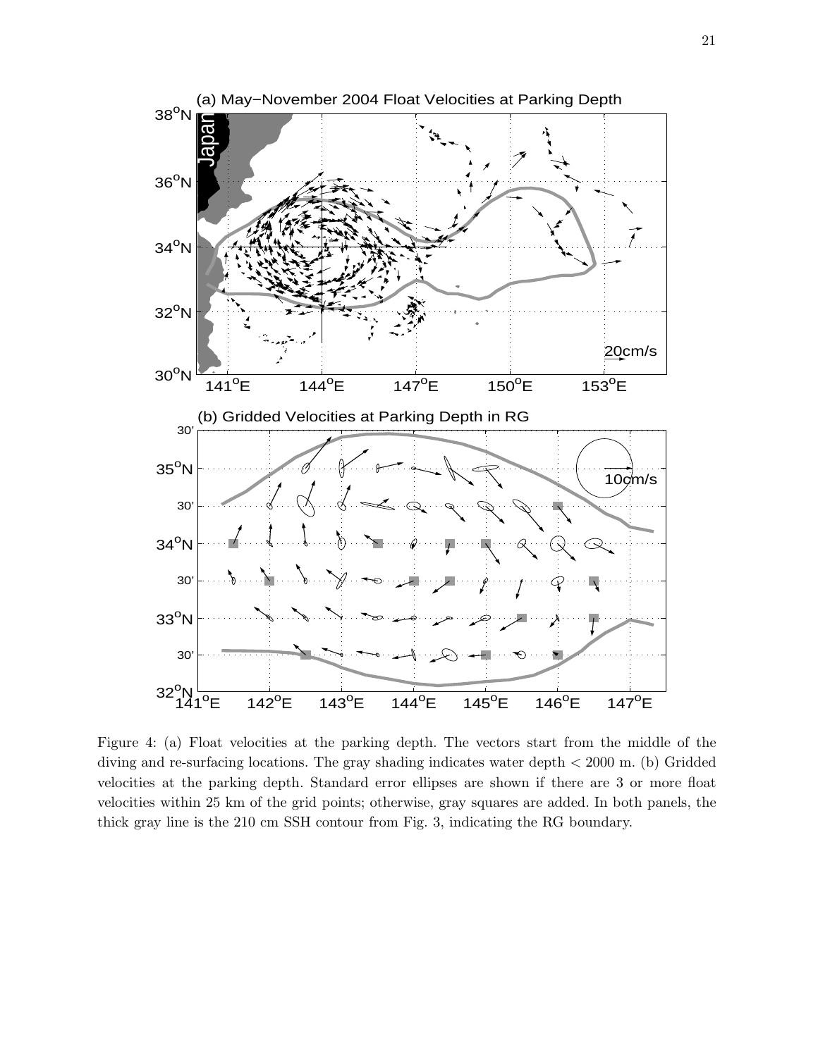Figure 4: (a) Float velocities at the parking depth. The vectors start from the middle of the diving and re-surfacing locations. The gray shading indicates water depth < 2000 m. (b) Gridded velocities at the parking depth. Standard error ellipses are shown if there are 3 or more float velocities within 25 km of the grid points; otherwise, gray squares are added. In both panels, the thick gray line is the 210 cm SSH contour from Fig. 3, indicating the RG boundary.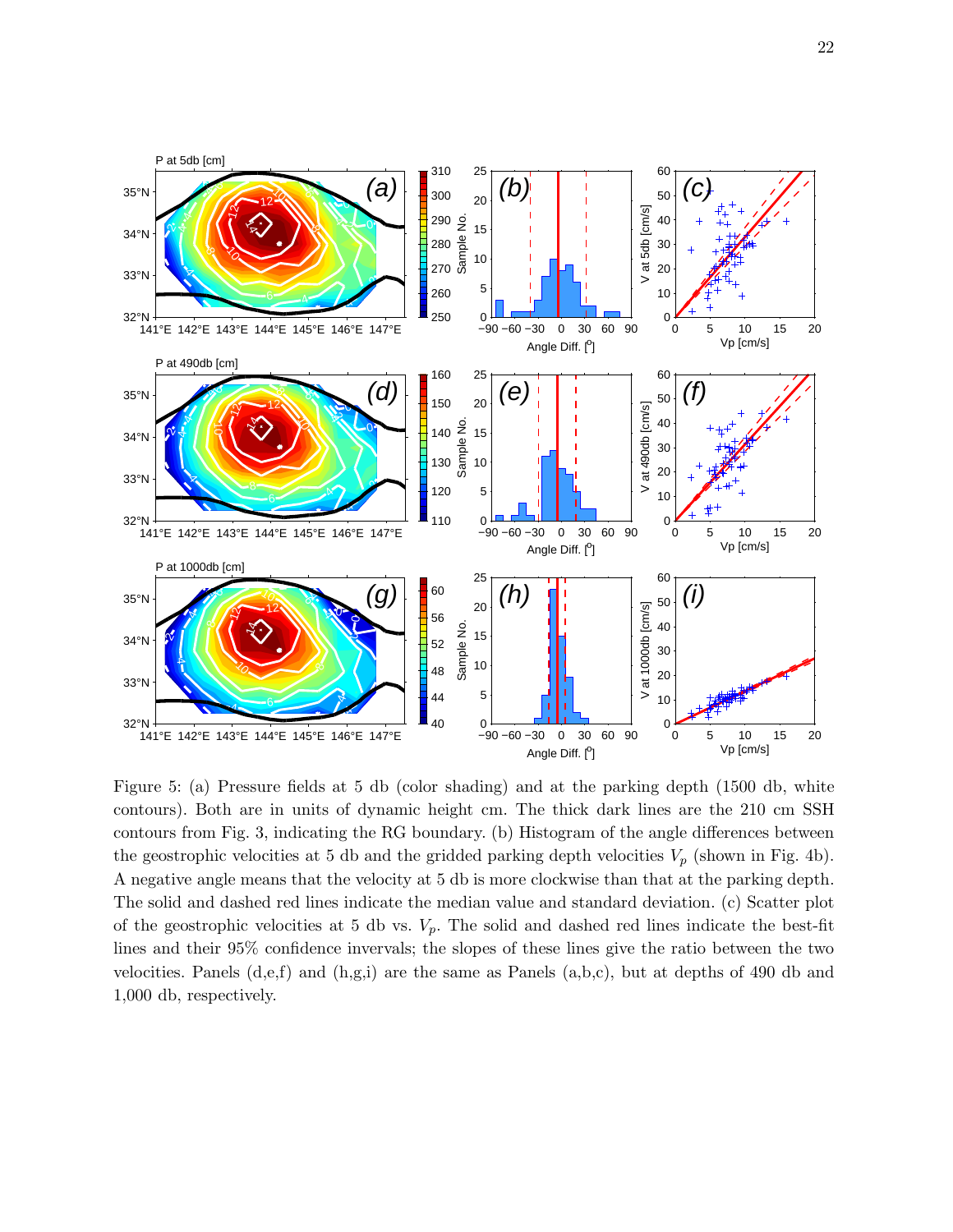Figure 5: (a) Pressure fields at 5 db (color shading) and at the parking depth (1500 db, white contours). Both are in units of dynamic height cm. The thick dark lines are the 210 cm SSH contours from Fig. 3, indicating the RG boundary. (b) Histogram of the angle differences between the geostrophic velocities at 5 db and the gridded parking depth velocities $V_p$ (shown in Fig. 4b). A negative angle means that the velocity at 5 db is more clockwise than that at the parking depth. The solid and dashed red lines indicate the median value and standard deviation. (c) Scatter plot of the geostrophic velocities at 5 db vs. $V_p$. The solid and dashed red lines indicate the best-fit lines and their 95% confidence invervals; the slopes of these lines give the ratio between the two velocities. Panels (d,e,f) and (h,g,i) are the same as Panels (a,b,c), but at depths of 490 db and 1,000 db, respectively.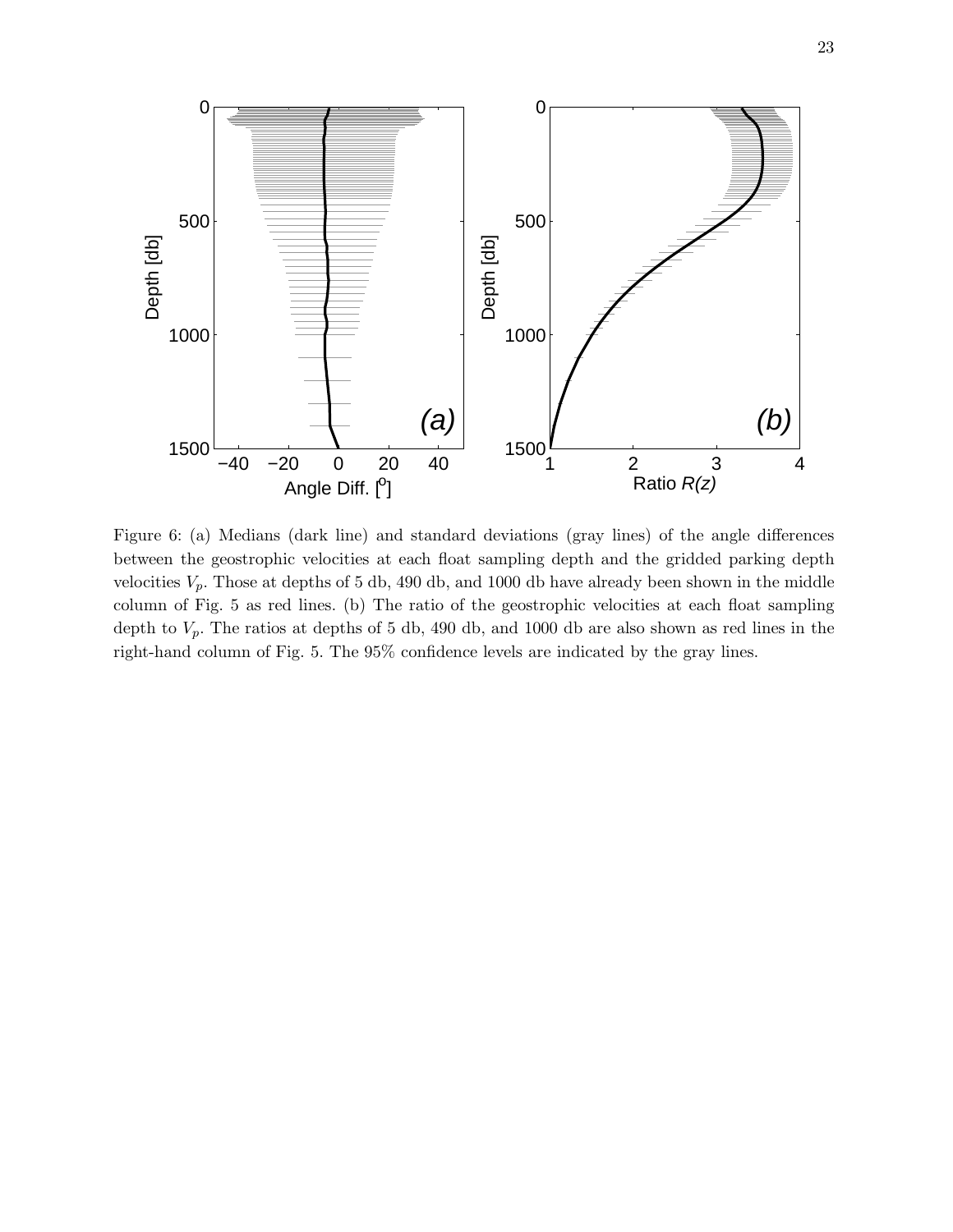Figure 6: (a) Medians (dark line) and standard deviations (gray lines) of the angle differences between the geostrophic velocities at each float sampling depth and the gridded parking depth velocities $V_p$. Those at depths of 5 db, 490 db, and 1000 db have already been shown in the middle column of Fig. 5 as red lines. (b) The ratio of the geostrophic velocities at each float sampling depth to $V_p$. The ratios at depths of 5 db, 490 db, and 1000 db are also shown as red lines in the right-hand column of Fig. 5. The 95% confidence levels are indicated by the gray lines.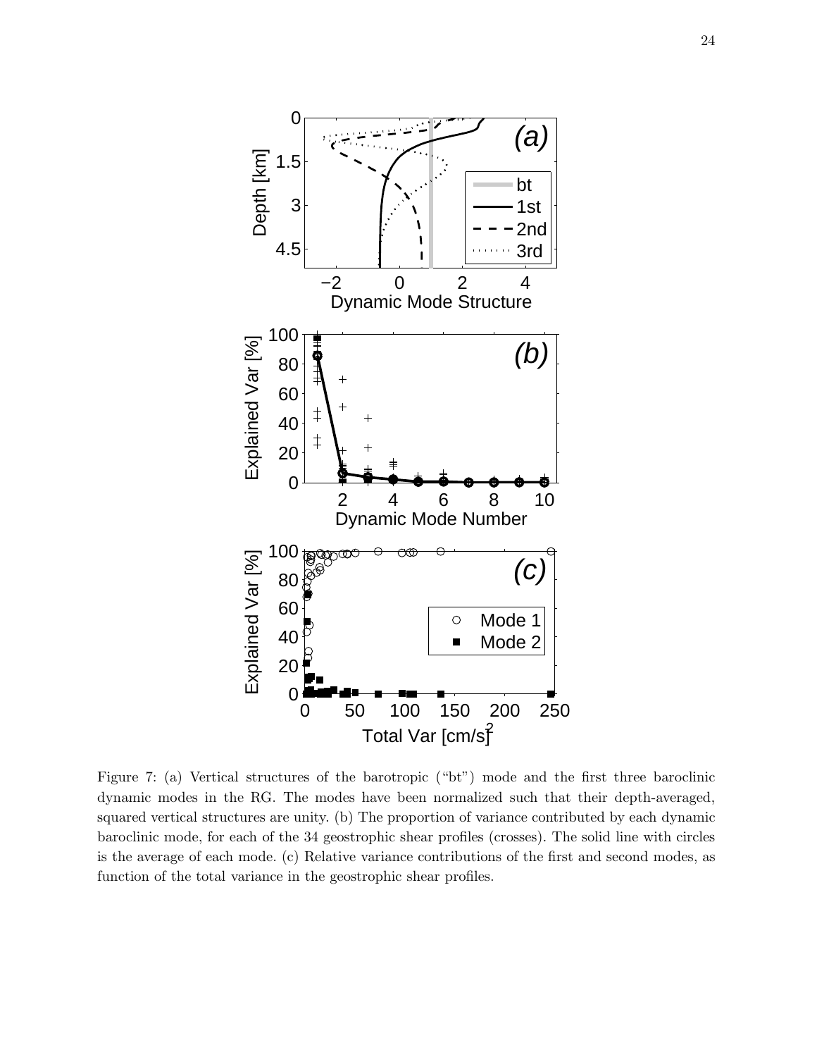Figure 7: (a) Vertical structures of the barotropic ("bt") mode and the first three baroclinic dynamic modes in the RG. The modes have been normalized such that their depth-averaged, squared vertical structures are unity. (b) The proportion of variance contributed by each dynamic baroclinic mode, for each of the 34 geostrophic shear profiles (crosses). The solid line with circles is the average of each mode. (c) Relative variance contributions of the first and second modes, as function of the total variance in the geostrophic shear profiles.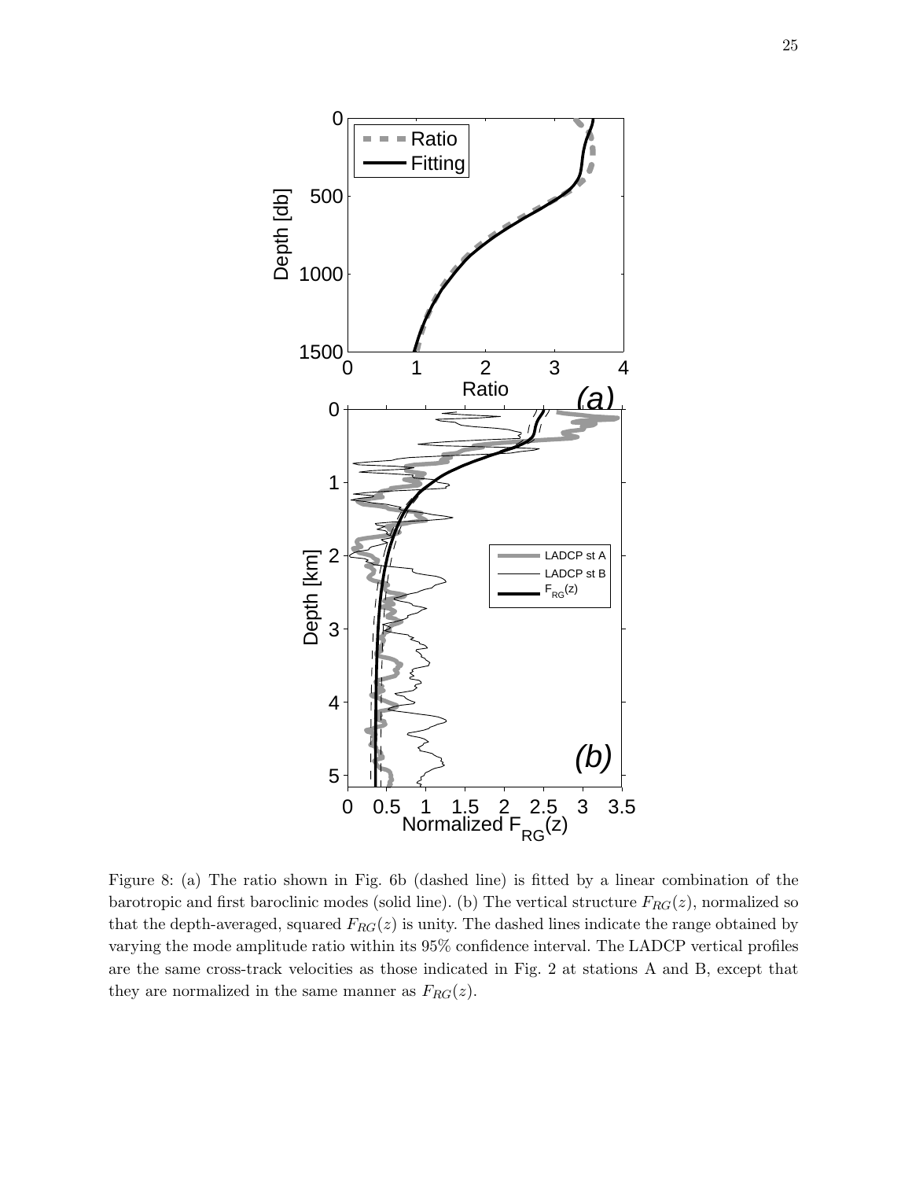Figure 8: (a) The ratio shown in Fig. 6b (dashed line) is fitted by a linear combination of the barotropic and first baroclinic modes (solid line). (b) The vertical structure $F_{RG}(z)$, normalized so that the depth-averaged, squared $F_{RG}(z)$ is unity. The dashed lines indicate the range obtained by varying the mode amplitude ratio within its 95% confidence interval. The LADCP vertical profiles are the same cross-track velocities as those indicated in Fig. 2 at stations A and B, except that they are normalized in the same manner as $F_{RG}(z)$.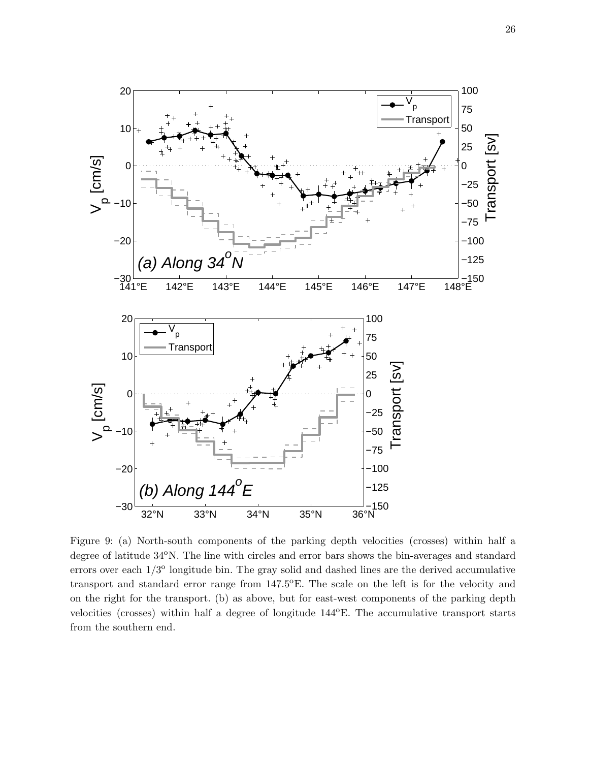20
10
0
−10
−20
−30
$V_p$ [cm/s]

100
75
50
25
0
−25
−50
−75
−100
−125
−150
Transport [sv]

141°E 142°E 143°E 144°E 145°E 146°E 147°E 148°E

$V_p$

Transport

*(a) Along 34$^o$N*

20
10
0
−10
−20
−30
$V_p$ [cm/s]

100
75
50
25
0
−25
−50
−75
−100
−125
−150
Transport [sv]

32°N 33°N 34°N 35°N 36°N

$V_p$

Transport

*(b) Along 144$^o$E*

Figure 9: (a) North-south components of the parking depth velocities (crosses) within half a degree of latitude 34°N. The line with circles and error bars shows the bin-averages and standard errors over each $1/3^o$ longitude bin. The gray solid and dashed lines are the derived accumulative transport and standard error range from 147.5°E. The scale on the left is for the velocity and on the right for the transport. (b) as above, but for east-west components of the parking depth velocities (crosses) within half a degree of longitude 144°E. The accumulative transport starts from the southern end.